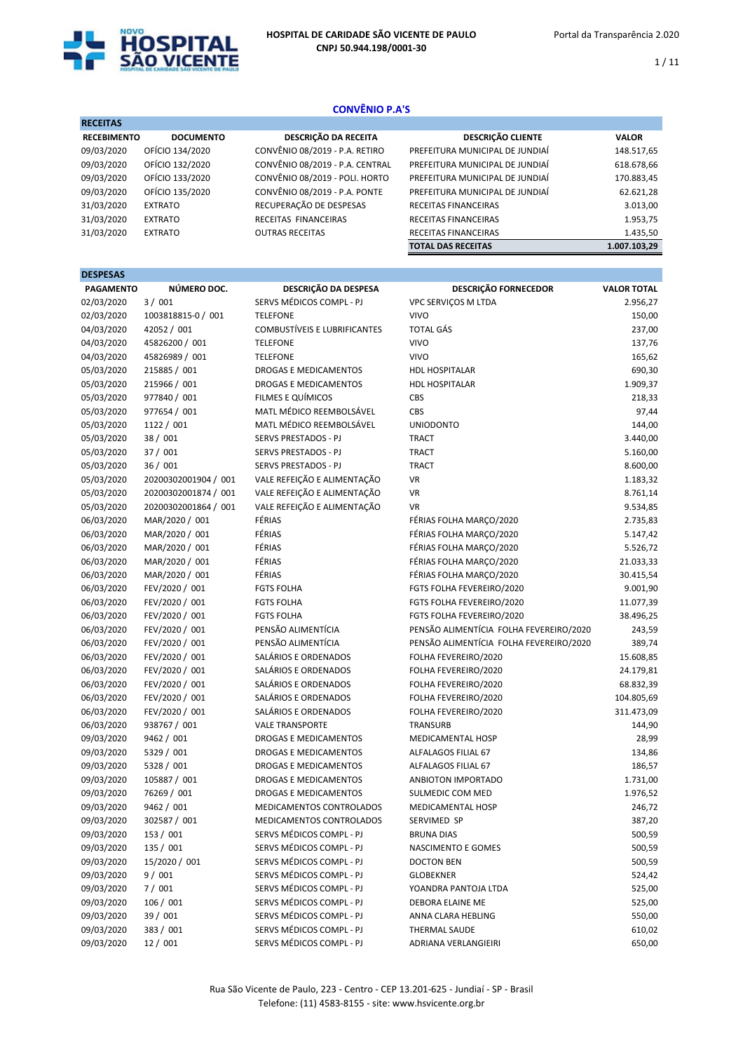HOSPITAL DE CARIDADE SÃO VICENTE DE PAULO
CNPJ 50.944.198/0001-30

Portal da Transparência 2.020

## CONVÊNIO P.A'S

### RECEITAS

| RECEBIMENTO | DOCUMENTO | DESCRIÇÃO DA RECEITA | DESCRIÇÃO CLIENTE | VALOR |
|---|---|---|---|---|
| 09/03/2020 | OFÍCIO 134/2020 | CONVÊNIO 08/2019 - P.A. RETIRO | PREFEITURA MUNICIPAL DE JUNDIAÍ | 148.517,65 |
| 09/03/2020 | OFÍCIO 132/2020 | CONVÊNIO 08/2019 - P.A. CENTRAL | PREFEITURA MUNICIPAL DE JUNDIAÍ | 618.678,66 |
| 09/03/2020 | OFÍCIO 133/2020 | CONVÊNIO 08/2019 - POLI. HORTO | PREFEITURA MUNICIPAL DE JUNDIAÍ | 170.883,45 |
| 09/03/2020 | OFÍCIO 135/2020 | CONVÊNIO 08/2019 - P.A. PONTE | PREFEITURA MUNICIPAL DE JUNDIAÍ | 62.621,28 |
| 31/03/2020 | EXTRATO | RECUPERAÇÃO DE DESPESAS | RECEITAS FINANCEIRAS | 3.013,00 |
| 31/03/2020 | EXTRATO | RECEITAS FINANCEIRAS | RECEITAS FINANCEIRAS | 1.953,75 |
| 31/03/2020 | EXTRATO | OUTRAS RECEITAS | RECEITAS FINANCEIRAS | 1.435,50 |
| | | | **TOTAL DAS RECEITAS** | **1.007.103,29** |

### DESPESAS

| PAGAMENTO | NÚMERO DOC. | DESCRIÇÃO DA DESPESA | DESCRIÇÃO FORNECEDOR | VALOR TOTAL |
|---|---|---|---|---|
| 02/03/2020 | 3 / 001 | SERVS MÉDICOS COMPL - PJ | VPC SERVIÇOS M LTDA | 2.956,27 |
| 02/03/2020 | 1003818815-0 / 001 | TELEFONE | VIVO | 150,00 |
| 04/03/2020 | 42052 / 001 | COMBUSTÍVEIS E LUBRIFICANTES | TOTAL GÁS | 237,00 |
| 04/03/2020 | 45826200 / 001 | TELEFONE | VIVO | 137,76 |
| 04/03/2020 | 45826989 / 001 | TELEFONE | VIVO | 165,62 |
| 05/03/2020 | 215885 / 001 | DROGAS E MEDICAMENTOS | HDL HOSPITALAR | 690,30 |
| 05/03/2020 | 215966 / 001 | DROGAS E MEDICAMENTOS | HDL HOSPITALAR | 1.909,37 |
| 05/03/2020 | 977840 / 001 | FILMES E QUÍMICOS | CBS | 218,33 |
| 05/03/2020 | 977654 / 001 | MATL MÉDICO REEMBOLSÁVEL | CBS | 97,44 |
| 05/03/2020 | 1122 / 001 | MATL MÉDICO REEMBOLSÁVEL | UNIODONTO | 144,00 |
| 05/03/2020 | 38 / 001 | SERVS PRESTADOS - PJ | TRACT | 3.440,00 |
| 05/03/2020 | 37 / 001 | SERVS PRESTADOS - PJ | TRACT | 5.160,00 |
| 05/03/2020 | 36 / 001 | SERVS PRESTADOS - PJ | TRACT | 8.600,00 |
| 05/03/2020 | 20200302001904 / 001 | VALE REFEIÇÃO E ALIMENTAÇÃO | VR | 1.183,32 |
| 05/03/2020 | 20200302001874 / 001 | VALE REFEIÇÃO E ALIMENTAÇÃO | VR | 8.761,14 |
| 05/03/2020 | 20200302001864 / 001 | VALE REFEIÇÃO E ALIMENTAÇÃO | VR | 9.534,85 |
| 06/03/2020 | MAR/2020 / 001 | FÉRIAS | FÉRIAS FOLHA MARÇO/2020 | 2.735,83 |
| 06/03/2020 | MAR/2020 / 001 | FÉRIAS | FÉRIAS FOLHA MARÇO/2020 | 5.147,42 |
| 06/03/2020 | MAR/2020 / 001 | FÉRIAS | FÉRIAS FOLHA MARÇO/2020 | 5.526,72 |
| 06/03/2020 | MAR/2020 / 001 | FÉRIAS | FÉRIAS FOLHA MARÇO/2020 | 21.033,33 |
| 06/03/2020 | MAR/2020 / 001 | FÉRIAS | FÉRIAS FOLHA MARÇO/2020 | 30.415,54 |
| 06/03/2020 | FEV/2020 / 001 | FGTS FOLHA | FGTS FOLHA FEVEREIRO/2020 | 9.001,90 |
| 06/03/2020 | FEV/2020 / 001 | FGTS FOLHA | FGTS FOLHA FEVEREIRO/2020 | 11.077,39 |
| 06/03/2020 | FEV/2020 / 001 | FGTS FOLHA | FGTS FOLHA FEVEREIRO/2020 | 38.496,25 |
| 06/03/2020 | FEV/2020 / 001 | PENSÃO ALIMENTÍCIA | PENSÃO ALIMENTÍCIA FOLHA FEVEREIRO/2020 | 243,59 |
| 06/03/2020 | FEV/2020 / 001 | PENSÃO ALIMENTÍCIA | PENSÃO ALIMENTÍCIA FOLHA FEVEREIRO/2020 | 389,74 |
| 06/03/2020 | FEV/2020 / 001 | SALÁRIOS E ORDENADOS | FOLHA FEVEREIRO/2020 | 15.608,85 |
| 06/03/2020 | FEV/2020 / 001 | SALÁRIOS E ORDENADOS | FOLHA FEVEREIRO/2020 | 24.179,81 |
| 06/03/2020 | FEV/2020 / 001 | SALÁRIOS E ORDENADOS | FOLHA FEVEREIRO/2020 | 68.832,39 |
| 06/03/2020 | FEV/2020 / 001 | SALÁRIOS E ORDENADOS | FOLHA FEVEREIRO/2020 | 104.805,69 |
| 06/03/2020 | FEV/2020 / 001 | SALÁRIOS E ORDENADOS | FOLHA FEVEREIRO/2020 | 311.473,09 |
| 06/03/2020 | 938767 / 001 | VALE TRANSPORTE | TRANSURB | 144,90 |
| 09/03/2020 | 9462 / 001 | DROGAS E MEDICAMENTOS | MEDICAMENTAL HOSP | 28,99 |
| 09/03/2020 | 5329 / 001 | DROGAS E MEDICAMENTOS | ALFALAGOS FILIAL 67 | 134,86 |
| 09/03/2020 | 5328 / 001 | DROGAS E MEDICAMENTOS | ALFALAGOS FILIAL 67 | 186,57 |
| 09/03/2020 | 105887 / 001 | DROGAS E MEDICAMENTOS | ANBIOTON IMPORTADO | 1.731,00 |
| 09/03/2020 | 76269 / 001 | DROGAS E MEDICAMENTOS | SULMEDIC COM MED | 1.976,52 |
| 09/03/2020 | 9462 / 001 | MEDICAMENTOS CONTROLADOS | MEDICAMENTAL HOSP | 246,72 |
| 09/03/2020 | 302587 / 001 | MEDICAMENTOS CONTROLADOS | SERVIMED SP | 387,20 |
| 09/03/2020 | 153 / 001 | SERVS MÉDICOS COMPL - PJ | BRUNA DIAS | 500,59 |
| 09/03/2020 | 135 / 001 | SERVS MÉDICOS COMPL - PJ | NASCIMENTO E GOMES | 500,59 |
| 09/03/2020 | 15/2020 / 001 | SERVS MÉDICOS COMPL - PJ | DOCTON BEN | 500,59 |
| 09/03/2020 | 9 / 001 | SERVS MÉDICOS COMPL - PJ | GLOBEKNER | 524,42 |
| 09/03/2020 | 7 / 001 | SERVS MÉDICOS COMPL - PJ | YOANDRA PANTOJA LTDA | 525,00 |
| 09/03/2020 | 106 / 001 | SERVS MÉDICOS COMPL - PJ | DEBORA ELAINE ME | 525,00 |
| 09/03/2020 | 39 / 001 | SERVS MÉDICOS COMPL - PJ | ANNA CLARA HEBLING | 550,00 |
| 09/03/2020 | 383 / 001 | SERVS MÉDICOS COMPL - PJ | THERMAL SAUDE | 610,02 |
| 09/03/2020 | 12 / 001 | SERVS MÉDICOS COMPL - PJ | ADRIANA VERLANGIEIRI | 650,00 |

Rua São Vicente de Paulo, 223 - Centro - CEP 13.201-625 - Jundiaí - SP - Brasil
Telefone: (11) 4583-8155 - site: www.hsvicente.org.br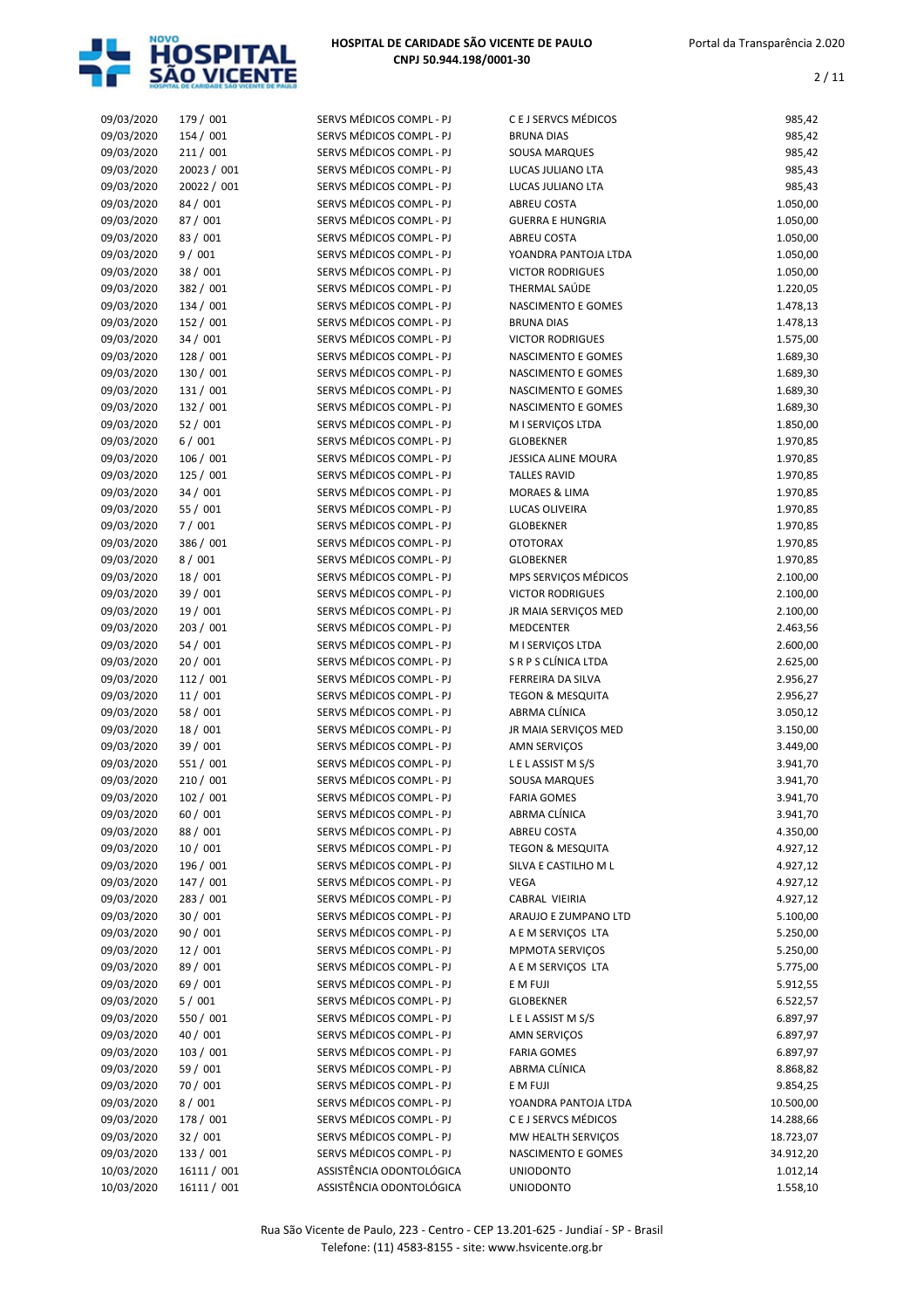| | | | | |
|---|---|---|---|---|
| 09/03/2020 | 179 / 001 | SERVS MÉDICOS COMPL - PJ | C E J SERVCS MÉDICOS | 985,42 |
| 09/03/2020 | 154 / 001 | SERVS MÉDICOS COMPL - PJ | BRUNA DIAS | 985,42 |
| 09/03/2020 | 211 / 001 | SERVS MÉDICOS COMPL - PJ | SOUSA MARQUES | 985,42 |
| 09/03/2020 | 20023 / 001 | SERVS MÉDICOS COMPL - PJ | LUCAS JULIANO LTA | 985,43 |
| 09/03/2020 | 20022 / 001 | SERVS MÉDICOS COMPL - PJ | LUCAS JULIANO LTA | 985,43 |
| 09/03/2020 | 84 / 001 | SERVS MÉDICOS COMPL - PJ | ABREU COSTA | 1.050,00 |
| 09/03/2020 | 87 / 001 | SERVS MÉDICOS COMPL - PJ | GUERRA E HUNGRIA | 1.050,00 |
| 09/03/2020 | 83 / 001 | SERVS MÉDICOS COMPL - PJ | ABREU COSTA | 1.050,00 |
| 09/03/2020 | 9 / 001 | SERVS MÉDICOS COMPL - PJ | YOANDRA PANTOJA LTDA | 1.050,00 |
| 09/03/2020 | 38 / 001 | SERVS MÉDICOS COMPL - PJ | VICTOR RODRIGUES | 1.050,00 |
| 09/03/2020 | 382 / 001 | SERVS MÉDICOS COMPL - PJ | THERMAL SAÚDE | 1.220,05 |
| 09/03/2020 | 134 / 001 | SERVS MÉDICOS COMPL - PJ | NASCIMENTO E GOMES | 1.478,13 |
| 09/03/2020 | 152 / 001 | SERVS MÉDICOS COMPL - PJ | BRUNA DIAS | 1.478,13 |
| 09/03/2020 | 34 / 001 | SERVS MÉDICOS COMPL - PJ | VICTOR RODRIGUES | 1.575,00 |
| 09/03/2020 | 128 / 001 | SERVS MÉDICOS COMPL - PJ | NASCIMENTO E GOMES | 1.689,30 |
| 09/03/2020 | 130 / 001 | SERVS MÉDICOS COMPL - PJ | NASCIMENTO E GOMES | 1.689,30 |
| 09/03/2020 | 131 / 001 | SERVS MÉDICOS COMPL - PJ | NASCIMENTO E GOMES | 1.689,30 |
| 09/03/2020 | 132 / 001 | SERVS MÉDICOS COMPL - PJ | NASCIMENTO E GOMES | 1.689,30 |
| 09/03/2020 | 52 / 001 | SERVS MÉDICOS COMPL - PJ | M I SERVIÇOS LTDA | 1.850,00 |
| 09/03/2020 | 6 / 001 | SERVS MÉDICOS COMPL - PJ | GLOBEKNER | 1.970,85 |
| 09/03/2020 | 106 / 001 | SERVS MÉDICOS COMPL - PJ | JESSICA ALINE MOURA | 1.970,85 |
| 09/03/2020 | 125 / 001 | SERVS MÉDICOS COMPL - PJ | TALLES RAVID | 1.970,85 |
| 09/03/2020 | 34 / 001 | SERVS MÉDICOS COMPL - PJ | MORAES & LIMA | 1.970,85 |
| 09/03/2020 | 55 / 001 | SERVS MÉDICOS COMPL - PJ | LUCAS OLIVEIRA | 1.970,85 |
| 09/03/2020 | 7 / 001 | SERVS MÉDICOS COMPL - PJ | GLOBEKNER | 1.970,85 |
| 09/03/2020 | 386 / 001 | SERVS MÉDICOS COMPL - PJ | OTOTORAX | 1.970,85 |
| 09/03/2020 | 8 / 001 | SERVS MÉDICOS COMPL - PJ | GLOBEKNER | 1.970,85 |
| 09/03/2020 | 18 / 001 | SERVS MÉDICOS COMPL - PJ | MPS SERVIÇOS MÉDICOS | 2.100,00 |
| 09/03/2020 | 39 / 001 | SERVS MÉDICOS COMPL - PJ | VICTOR RODRIGUES | 2.100,00 |
| 09/03/2020 | 19 / 001 | SERVS MÉDICOS COMPL - PJ | JR MAIA SERVIÇOS MED | 2.100,00 |
| 09/03/2020 | 203 / 001 | SERVS MÉDICOS COMPL - PJ | MEDCENTER | 2.463,56 |
| 09/03/2020 | 54 / 001 | SERVS MÉDICOS COMPL - PJ | M I SERVIÇOS LTDA | 2.600,00 |
| 09/03/2020 | 20 / 001 | SERVS MÉDICOS COMPL - PJ | S R P S CLÍNICA LTDA | 2.625,00 |
| 09/03/2020 | 112 / 001 | SERVS MÉDICOS COMPL - PJ | FERREIRA DA SILVA | 2.956,27 |
| 09/03/2020 | 11 / 001 | SERVS MÉDICOS COMPL - PJ | TEGON & MESQUITA | 2.956,27 |
| 09/03/2020 | 58 / 001 | SERVS MÉDICOS COMPL - PJ | ABRMA CLÍNICA | 3.050,12 |
| 09/03/2020 | 18 / 001 | SERVS MÉDICOS COMPL - PJ | JR MAIA SERVIÇOS MED | 3.150,00 |
| 09/03/2020 | 39 / 001 | SERVS MÉDICOS COMPL - PJ | AMN SERVIÇOS | 3.449,00 |
| 09/03/2020 | 551 / 001 | SERVS MÉDICOS COMPL - PJ | L E L ASSIST M S/S | 3.941,70 |
| 09/03/2020 | 210 / 001 | SERVS MÉDICOS COMPL - PJ | SOUSA MARQUES | 3.941,70 |
| 09/03/2020 | 102 / 001 | SERVS MÉDICOS COMPL - PJ | FARIA GOMES | 3.941,70 |
| 09/03/2020 | 60 / 001 | SERVS MÉDICOS COMPL - PJ | ABRMA CLÍNICA | 3.941,70 |
| 09/03/2020 | 88 / 001 | SERVS MÉDICOS COMPL - PJ | ABREU COSTA | 4.350,00 |
| 09/03/2020 | 10 / 001 | SERVS MÉDICOS COMPL - PJ | TEGON & MESQUITA | 4.927,12 |
| 09/03/2020 | 196 / 001 | SERVS MÉDICOS COMPL - PJ | SILVA E CASTILHO M L | 4.927,12 |
| 09/03/2020 | 147 / 001 | SERVS MÉDICOS COMPL - PJ | VEGA | 4.927,12 |
| 09/03/2020 | 283 / 001 | SERVS MÉDICOS COMPL - PJ | CABRAL VIEIRIA | 4.927,12 |
| 09/03/2020 | 30 / 001 | SERVS MÉDICOS COMPL - PJ | ARAUJO E ZUMPANO LTD | 5.100,00 |
| 09/03/2020 | 90 / 001 | SERVS MÉDICOS COMPL - PJ | A E M SERVIÇOS LTA | 5.250,00 |
| 09/03/2020 | 12 / 001 | SERVS MÉDICOS COMPL - PJ | MPMOTA SERVIÇOS | 5.250,00 |
| 09/03/2020 | 89 / 001 | SERVS MÉDICOS COMPL - PJ | A E M SERVIÇOS LTA | 5.775,00 |
| 09/03/2020 | 69 / 001 | SERVS MÉDICOS COMPL - PJ | E M FUJI | 5.912,55 |
| 09/03/2020 | 5 / 001 | SERVS MÉDICOS COMPL - PJ | GLOBEKNER | 6.522,57 |
| 09/03/2020 | 550 / 001 | SERVS MÉDICOS COMPL - PJ | L E L ASSIST M S/S | 6.897,97 |
| 09/03/2020 | 40 / 001 | SERVS MÉDICOS COMPL - PJ | AMN SERVIÇOS | 6.897,97 |
| 09/03/2020 | 103 / 001 | SERVS MÉDICOS COMPL - PJ | FARIA GOMES | 6.897,97 |
| 09/03/2020 | 59 / 001 | SERVS MÉDICOS COMPL - PJ | ABRMA CLÍNICA | 8.868,82 |
| 09/03/2020 | 70 / 001 | SERVS MÉDICOS COMPL - PJ | E M FUJI | 9.854,25 |
| 09/03/2020 | 8 / 001 | SERVS MÉDICOS COMPL - PJ | YOANDRA PANTOJA LTDA | 10.500,00 |
| 09/03/2020 | 178 / 001 | SERVS MÉDICOS COMPL - PJ | C E J SERVCS MÉDICOS | 14.288,66 |
| 09/03/2020 | 32 / 001 | SERVS MÉDICOS COMPL - PJ | MW HEALTH SERVIÇOS | 18.723,07 |
| 09/03/2020 | 133 / 001 | SERVS MÉDICOS COMPL - PJ | NASCIMENTO E GOMES | 34.912,20 |
| 10/03/2020 | 16111 / 001 | ASSISTÊNCIA ODONTOLÓGICA | UNIODONTO | 1.012,14 |
| 10/03/2020 | 16111 / 001 | ASSISTÊNCIA ODONTOLÓGICA | UNIODONTO | 1.558,10 |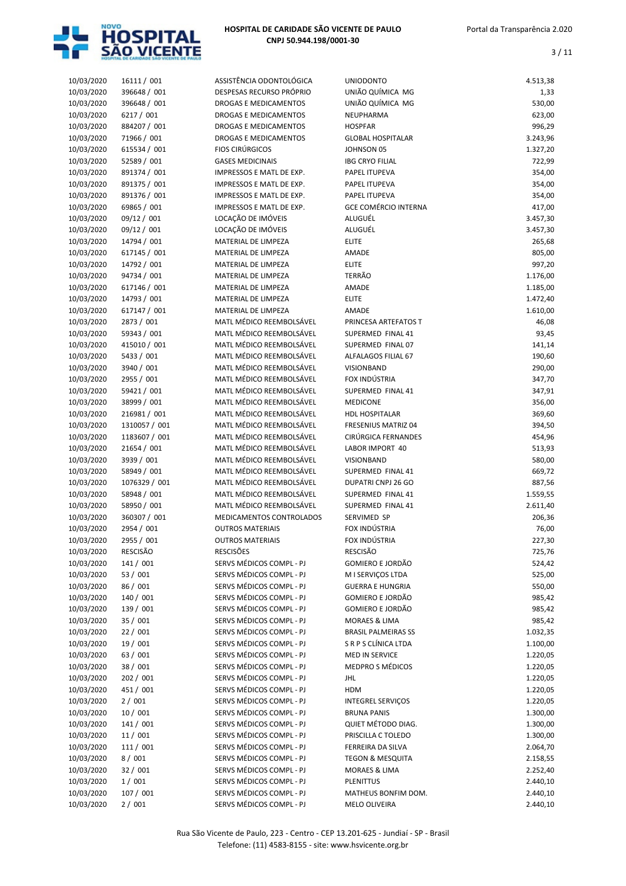| | | | | |
|---|---|---|---|---|
| 10/03/2020 | 16111 / 001 | ASSISTÊNCIA ODONTOLÓGICA | UNIODONTO | 4.513,38 |
| 10/03/2020 | 396648 / 001 | DESPESAS RECURSO PRÓPRIO | UNIÃO QUÍMICA MG | 1,33 |
| 10/03/2020 | 396648 / 001 | DROGAS E MEDICAMENTOS | UNIÃO QUÍMICA MG | 530,00 |
| 10/03/2020 | 6217 / 001 | DROGAS E MEDICAMENTOS | NEUPHARMA | 623,00 |
| 10/03/2020 | 884207 / 001 | DROGAS E MEDICAMENTOS | HOSPFAR | 996,29 |
| 10/03/2020 | 71966 / 001 | DROGAS E MEDICAMENTOS | GLOBAL HOSPITALAR | 3.243,96 |
| 10/03/2020 | 615534 / 001 | FIOS CIRÚRGICOS | JOHNSON 05 | 1.327,20 |
| 10/03/2020 | 52589 / 001 | GASES MEDICINAIS | IBG CRYO FILIAL | 722,99 |
| 10/03/2020 | 891374 / 001 | IMPRESSOS E MATL DE EXP. | PAPEL ITUPEVA | 354,00 |
| 10/03/2020 | 891375 / 001 | IMPRESSOS E MATL DE EXP. | PAPEL ITUPEVA | 354,00 |
| 10/03/2020 | 891376 / 001 | IMPRESSOS E MATL DE EXP. | PAPEL ITUPEVA | 354,00 |
| 10/03/2020 | 69865 / 001 | IMPRESSOS E MATL DE EXP. | GCE COMÉRCIO INTERNA | 417,00 |
| 10/03/2020 | 09/12 / 001 | LOCAÇÃO DE IMÓVEIS | ALUGUÉL | 3.457,30 |
| 10/03/2020 | 09/12 / 001 | LOCAÇÃO DE IMÓVEIS | ALUGUÉL | 3.457,30 |
| 10/03/2020 | 14794 / 001 | MATERIAL DE LIMPEZA | ELITE | 265,68 |
| 10/03/2020 | 617145 / 001 | MATERIAL DE LIMPEZA | AMADE | 805,00 |
| 10/03/2020 | 14792 / 001 | MATERIAL DE LIMPEZA | ELITE | 997,20 |
| 10/03/2020 | 94734 / 001 | MATERIAL DE LIMPEZA | TERRÃO | 1.176,00 |
| 10/03/2020 | 617146 / 001 | MATERIAL DE LIMPEZA | AMADE | 1.185,00 |
| 10/03/2020 | 14793 / 001 | MATERIAL DE LIMPEZA | ELITE | 1.472,40 |
| 10/03/2020 | 617147 / 001 | MATERIAL DE LIMPEZA | AMADE | 1.610,00 |
| 10/03/2020 | 2873 / 001 | MATL MÉDICO REEMBOLSÁVEL | PRINCESA ARTEFATOS T | 46,08 |
| 10/03/2020 | 59343 / 001 | MATL MÉDICO REEMBOLSÁVEL | SUPERMED FINAL 41 | 93,45 |
| 10/03/2020 | 415010 / 001 | MATL MÉDICO REEMBOLSÁVEL | SUPERMED FINAL 07 | 141,14 |
| 10/03/2020 | 5433 / 001 | MATL MÉDICO REEMBOLSÁVEL | ALFALAGOS FILIAL 67 | 190,60 |
| 10/03/2020 | 3940 / 001 | MATL MÉDICO REEMBOLSÁVEL | VISIONBAND | 290,00 |
| 10/03/2020 | 2955 / 001 | MATL MÉDICO REEMBOLSÁVEL | FOX INDÚSTRIA | 347,70 |
| 10/03/2020 | 59421 / 001 | MATL MÉDICO REEMBOLSÁVEL | SUPERMED FINAL 41 | 347,91 |
| 10/03/2020 | 38999 / 001 | MATL MÉDICO REEMBOLSÁVEL | MEDICONE | 356,00 |
| 10/03/2020 | 216981 / 001 | MATL MÉDICO REEMBOLSÁVEL | HDL HOSPITALAR | 369,60 |
| 10/03/2020 | 1310057 / 001 | MATL MÉDICO REEMBOLSÁVEL | FRESENIUS MATRIZ 04 | 394,50 |
| 10/03/2020 | 1183607 / 001 | MATL MÉDICO REEMBOLSÁVEL | CIRÚRGICA FERNANDES | 454,96 |
| 10/03/2020 | 21654 / 001 | MATL MÉDICO REEMBOLSÁVEL | LABOR IMPORT 40 | 513,93 |
| 10/03/2020 | 3939 / 001 | MATL MÉDICO REEMBOLSÁVEL | VISIONBAND | 580,00 |
| 10/03/2020 | 58949 / 001 | MATL MÉDICO REEMBOLSÁVEL | SUPERMED FINAL 41 | 669,72 |
| 10/03/2020 | 1076329 / 001 | MATL MÉDICO REEMBOLSÁVEL | DUPATRI CNPJ 26 GO | 887,56 |
| 10/03/2020 | 58948 / 001 | MATL MÉDICO REEMBOLSÁVEL | SUPERMED FINAL 41 | 1.559,55 |
| 10/03/2020 | 58950 / 001 | MATL MÉDICO REEMBOLSÁVEL | SUPERMED FINAL 41 | 2.611,40 |
| 10/03/2020 | 360307 / 001 | MEDICAMENTOS CONTROLADOS | SERVIMED SP | 206,36 |
| 10/03/2020 | 2954 / 001 | OUTROS MATERIAIS | FOX INDÚSTRIA | 76,00 |
| 10/03/2020 | 2955 / 001 | OUTROS MATERIAIS | FOX INDÚSTRIA | 227,30 |
| 10/03/2020 | RESCISÃO | RESCISÕES | RESCISÃO | 725,76 |
| 10/03/2020 | 141 / 001 | SERVS MÉDICOS COMPL - PJ | GOMIERO E JORDÃO | 524,42 |
| 10/03/2020 | 53 / 001 | SERVS MÉDICOS COMPL - PJ | M I SERVIÇOS LTDA | 525,00 |
| 10/03/2020 | 86 / 001 | SERVS MÉDICOS COMPL - PJ | GUERRA E HUNGRIA | 550,00 |
| 10/03/2020 | 140 / 001 | SERVS MÉDICOS COMPL - PJ | GOMIERO E JORDÃO | 985,42 |
| 10/03/2020 | 139 / 001 | SERVS MÉDICOS COMPL - PJ | GOMIERO E JORDÃO | 985,42 |
| 10/03/2020 | 35 / 001 | SERVS MÉDICOS COMPL - PJ | MORAES & LIMA | 985,42 |
| 10/03/2020 | 22 / 001 | SERVS MÉDICOS COMPL - PJ | BRASIL PALMEIRAS SS | 1.032,35 |
| 10/03/2020 | 19 / 001 | SERVS MÉDICOS COMPL - PJ | S R P S CLÍNICA LTDA | 1.100,00 |
| 10/03/2020 | 63 / 001 | SERVS MÉDICOS COMPL - PJ | MED IN SERVICE | 1.220,05 |
| 10/03/2020 | 38 / 001 | SERVS MÉDICOS COMPL - PJ | MEDPRO S MÉDICOS | 1.220,05 |
| 10/03/2020 | 202 / 001 | SERVS MÉDICOS COMPL - PJ | JHL | 1.220,05 |
| 10/03/2020 | 451 / 001 | SERVS MÉDICOS COMPL - PJ | HDM | 1.220,05 |
| 10/03/2020 | 2 / 001 | SERVS MÉDICOS COMPL - PJ | INTEGREL SERVIÇOS | 1.220,05 |
| 10/03/2020 | 10 / 001 | SERVS MÉDICOS COMPL - PJ | BRUNA PANIS | 1.300,00 |
| 10/03/2020 | 141 / 001 | SERVS MÉDICOS COMPL - PJ | QUIET MÉTODO DIAG. | 1.300,00 |
| 10/03/2020 | 11 / 001 | SERVS MÉDICOS COMPL - PJ | PRISCILLA C TOLEDO | 1.300,00 |
| 10/03/2020 | 111 / 001 | SERVS MÉDICOS COMPL - PJ | FERREIRA DA SILVA | 2.064,70 |
| 10/03/2020 | 8 / 001 | SERVS MÉDICOS COMPL - PJ | TEGON & MESQUITA | 2.158,55 |
| 10/03/2020 | 32 / 001 | SERVS MÉDICOS COMPL - PJ | MORAES & LIMA | 2.252,40 |
| 10/03/2020 | 1 / 001 | SERVS MÉDICOS COMPL - PJ | PLENITTUS | 2.440,10 |
| 10/03/2020 | 107 / 001 | SERVS MÉDICOS COMPL - PJ | MATHEUS BONFIM DOM. | 2.440,10 |
| 10/03/2020 | 2 / 001 | SERVS MÉDICOS COMPL - PJ | MELO OLIVEIRA | 2.440,10 |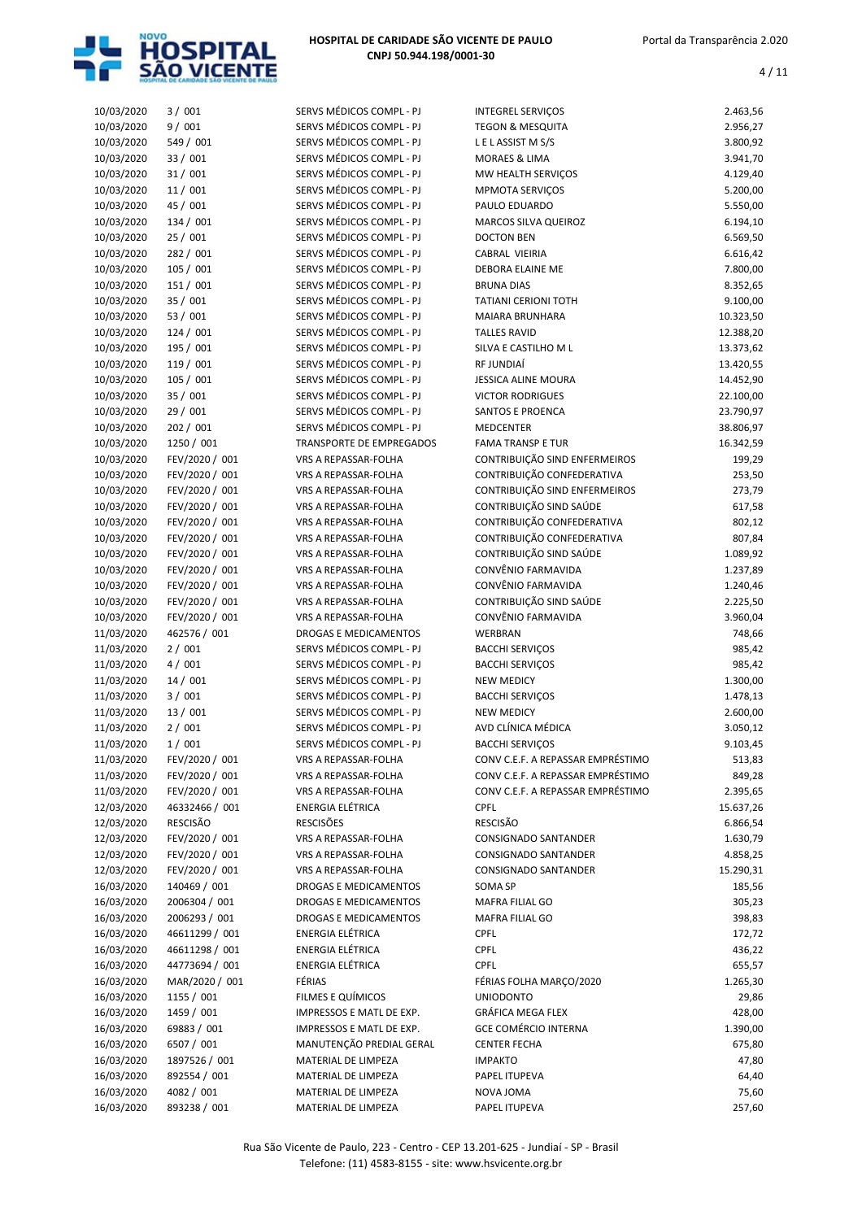| | | | | |
|---|---|---|---|---|
| 10/03/2020 | 3 / 001 | SERVS MÉDICOS COMPL - PJ | INTEGREL SERVIÇOS | 2.463,56 |
| 10/03/2020 | 9 / 001 | SERVS MÉDICOS COMPL - PJ | TEGON & MESQUITA | 2.956,27 |
| 10/03/2020 | 549 / 001 | SERVS MÉDICOS COMPL - PJ | L E L ASSIST M S/S | 3.800,92 |
| 10/03/2020 | 33 / 001 | SERVS MÉDICOS COMPL - PJ | MORAES & LIMA | 3.941,70 |
| 10/03/2020 | 31 / 001 | SERVS MÉDICOS COMPL - PJ | MW HEALTH SERVIÇOS | 4.129,40 |
| 10/03/2020 | 11 / 001 | SERVS MÉDICOS COMPL - PJ | MPMOTA SERVIÇOS | 5.200,00 |
| 10/03/2020 | 45 / 001 | SERVS MÉDICOS COMPL - PJ | PAULO EDUARDO | 5.550,00 |
| 10/03/2020 | 134 / 001 | SERVS MÉDICOS COMPL - PJ | MARCOS SILVA QUEIROZ | 6.194,10 |
| 10/03/2020 | 25 / 001 | SERVS MÉDICOS COMPL - PJ | DOCTON BEN | 6.569,50 |
| 10/03/2020 | 282 / 001 | SERVS MÉDICOS COMPL - PJ | CABRAL VIEIRIA | 6.616,42 |
| 10/03/2020 | 105 / 001 | SERVS MÉDICOS COMPL - PJ | DEBORA ELAINE ME | 7.800,00 |
| 10/03/2020 | 151 / 001 | SERVS MÉDICOS COMPL - PJ | BRUNA DIAS | 8.352,65 |
| 10/03/2020 | 35 / 001 | SERVS MÉDICOS COMPL - PJ | TATIANI CERIONI TOTH | 9.100,00 |
| 10/03/2020 | 53 / 001 | SERVS MÉDICOS COMPL - PJ | MAIARA BRUNHARA | 10.323,50 |
| 10/03/2020 | 124 / 001 | SERVS MÉDICOS COMPL - PJ | TALLES RAVID | 12.388,20 |
| 10/03/2020 | 195 / 001 | SERVS MÉDICOS COMPL - PJ | SILVA E CASTILHO M L | 13.373,62 |
| 10/03/2020 | 119 / 001 | SERVS MÉDICOS COMPL - PJ | RF JUNDIAÍ | 13.420,55 |
| 10/03/2020 | 105 / 001 | SERVS MÉDICOS COMPL - PJ | JESSICA ALINE MOURA | 14.452,90 |
| 10/03/2020 | 35 / 001 | SERVS MÉDICOS COMPL - PJ | VICTOR RODRIGUES | 22.100,00 |
| 10/03/2020 | 29 / 001 | SERVS MÉDICOS COMPL - PJ | SANTOS E PROENCA | 23.790,97 |
| 10/03/2020 | 202 / 001 | SERVS MÉDICOS COMPL - PJ | MEDCENTER | 38.806,97 |
| 10/03/2020 | 1250 / 001 | TRANSPORTE DE EMPREGADOS | FAMA TRANSP E TUR | 16.342,59 |
| 10/03/2020 | FEV/2020 / 001 | VRS A REPASSAR-FOLHA | CONTRIBUIÇÃO SIND ENFERMEIROS | 199,29 |
| 10/03/2020 | FEV/2020 / 001 | VRS A REPASSAR-FOLHA | CONTRIBUIÇÃO CONFEDERATIVA | 253,50 |
| 10/03/2020 | FEV/2020 / 001 | VRS A REPASSAR-FOLHA | CONTRIBUIÇÃO SIND ENFERMEIROS | 273,79 |
| 10/03/2020 | FEV/2020 / 001 | VRS A REPASSAR-FOLHA | CONTRIBUIÇÃO SIND SAÚDE | 617,58 |
| 10/03/2020 | FEV/2020 / 001 | VRS A REPASSAR-FOLHA | CONTRIBUIÇÃO CONFEDERATIVA | 802,12 |
| 10/03/2020 | FEV/2020 / 001 | VRS A REPASSAR-FOLHA | CONTRIBUIÇÃO CONFEDERATIVA | 807,84 |
| 10/03/2020 | FEV/2020 / 001 | VRS A REPASSAR-FOLHA | CONTRIBUIÇÃO SIND SAÚDE | 1.089,92 |
| 10/03/2020 | FEV/2020 / 001 | VRS A REPASSAR-FOLHA | CONVÊNIO FARMAVIDA | 1.237,89 |
| 10/03/2020 | FEV/2020 / 001 | VRS A REPASSAR-FOLHA | CONVÊNIO FARMAVIDA | 1.240,46 |
| 10/03/2020 | FEV/2020 / 001 | VRS A REPASSAR-FOLHA | CONTRIBUIÇÃO SIND SAÚDE | 2.225,50 |
| 10/03/2020 | FEV/2020 / 001 | VRS A REPASSAR-FOLHA | CONVÊNIO FARMAVIDA | 3.960,04 |
| 11/03/2020 | 462576 / 001 | DROGAS E MEDICAMENTOS | WERBRAN | 748,66 |
| 11/03/2020 | 2 / 001 | SERVS MÉDICOS COMPL - PJ | BACCHI SERVIÇOS | 985,42 |
| 11/03/2020 | 4 / 001 | SERVS MÉDICOS COMPL - PJ | BACCHI SERVIÇOS | 985,42 |
| 11/03/2020 | 14 / 001 | SERVS MÉDICOS COMPL - PJ | NEW MEDICY | 1.300,00 |
| 11/03/2020 | 3 / 001 | SERVS MÉDICOS COMPL - PJ | BACCHI SERVIÇOS | 1.478,13 |
| 11/03/2020 | 13 / 001 | SERVS MÉDICOS COMPL - PJ | NEW MEDICY | 2.600,00 |
| 11/03/2020 | 2 / 001 | SERVS MÉDICOS COMPL - PJ | AVD CLÍNICA MÉDICA | 3.050,12 |
| 11/03/2020 | 1 / 001 | SERVS MÉDICOS COMPL - PJ | BACCHI SERVIÇOS | 9.103,45 |
| 11/03/2020 | FEV/2020 / 001 | VRS A REPASSAR-FOLHA | CONV C.E.F. A REPASSAR EMPRÉSTIMO | 513,83 |
| 11/03/2020 | FEV/2020 / 001 | VRS A REPASSAR-FOLHA | CONV C.E.F. A REPASSAR EMPRÉSTIMO | 849,28 |
| 11/03/2020 | FEV/2020 / 001 | VRS A REPASSAR-FOLHA | CONV C.E.F. A REPASSAR EMPRÉSTIMO | 2.395,65 |
| 12/03/2020 | 46332466 / 001 | ENERGIA ELÉTRICA | CPFL | 15.637,26 |
| 12/03/2020 | RESCISÃO | RESCISÕES | RESCISÃO | 6.866,54 |
| 12/03/2020 | FEV/2020 / 001 | VRS A REPASSAR-FOLHA | CONSIGNADO SANTANDER | 1.630,79 |
| 12/03/2020 | FEV/2020 / 001 | VRS A REPASSAR-FOLHA | CONSIGNADO SANTANDER | 4.858,25 |
| 12/03/2020 | FEV/2020 / 001 | VRS A REPASSAR-FOLHA | CONSIGNADO SANTANDER | 15.290,31 |
| 16/03/2020 | 140469 / 001 | DROGAS E MEDICAMENTOS | SOMA SP | 185,56 |
| 16/03/2020 | 2006304 / 001 | DROGAS E MEDICAMENTOS | MAFRA FILIAL GO | 305,23 |
| 16/03/2020 | 2006293 / 001 | DROGAS E MEDICAMENTOS | MAFRA FILIAL GO | 398,83 |
| 16/03/2020 | 46611299 / 001 | ENERGIA ELÉTRICA | CPFL | 172,72 |
| 16/03/2020 | 46611298 / 001 | ENERGIA ELÉTRICA | CPFL | 436,22 |
| 16/03/2020 | 44773694 / 001 | ENERGIA ELÉTRICA | CPFL | 655,57 |
| 16/03/2020 | MAR/2020 / 001 | FÉRIAS | FÉRIAS FOLHA MARÇO/2020 | 1.265,30 |
| 16/03/2020 | 1155 / 001 | FILMES E QUÍMICOS | UNIODONTO | 29,86 |
| 16/03/2020 | 1459 / 001 | IMPRESSOS E MATL DE EXP. | GRÁFICA MEGA FLEX | 428,00 |
| 16/03/2020 | 69883 / 001 | IMPRESSOS E MATL DE EXP. | GCE COMÉRCIO INTERNA | 1.390,00 |
| 16/03/2020 | 6507 / 001 | MANUTENÇÃO PREDIAL GERAL | CENTER FECHA | 675,80 |
| 16/03/2020 | 1897526 / 001 | MATERIAL DE LIMPEZA | IMPAKTO | 47,80 |
| 16/03/2020 | 892554 / 001 | MATERIAL DE LIMPEZA | PAPEL ITUPEVA | 64,40 |
| 16/03/2020 | 4082 / 001 | MATERIAL DE LIMPEZA | NOVA JOMA | 75,60 |
| 16/03/2020 | 893238 / 001 | MATERIAL DE LIMPEZA | PAPEL ITUPEVA | 257,60 |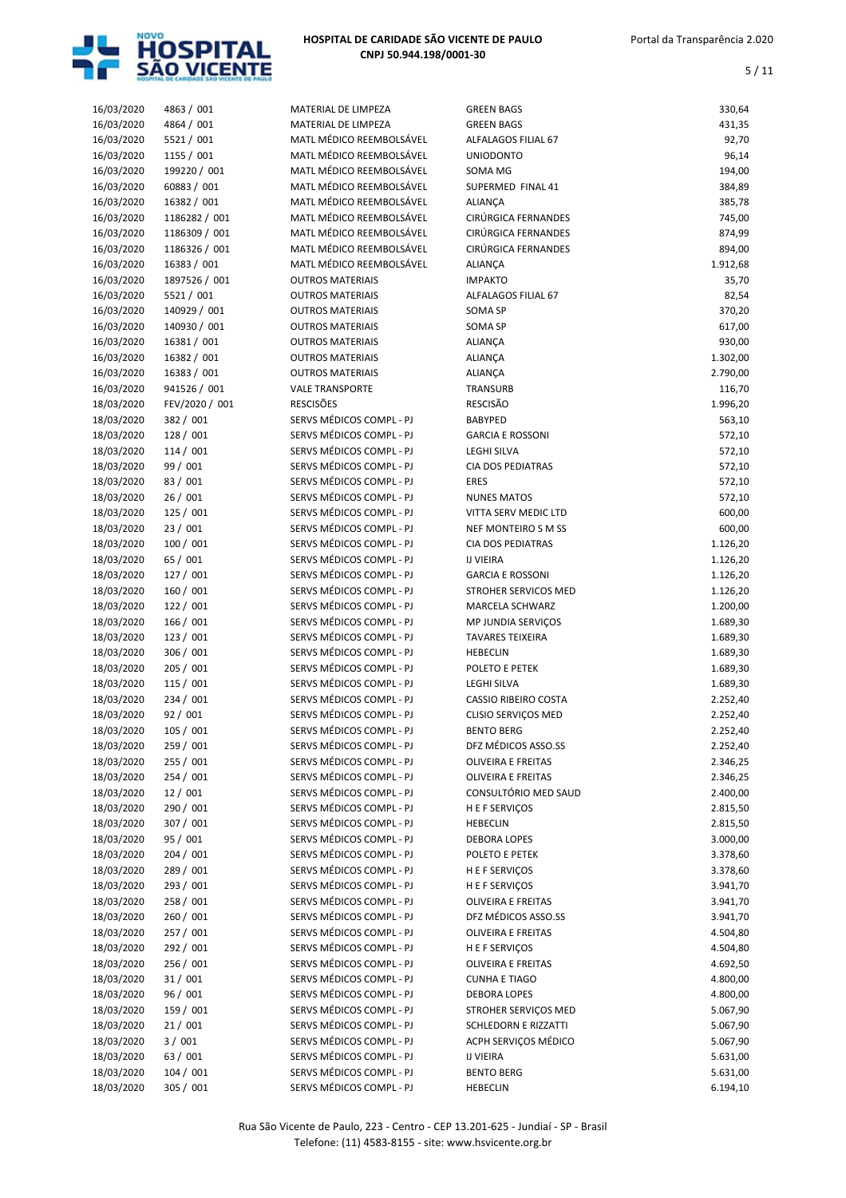| | | | | |
|---|---|---|---|---|
| 16/03/2020 | 4863 / 001 | MATERIAL DE LIMPEZA | GREEN BAGS | 330,64 |
| 16/03/2020 | 4864 / 001 | MATERIAL DE LIMPEZA | GREEN BAGS | 431,35 |
| 16/03/2020 | 5521 / 001 | MATL MÉDICO REEMBOLSÁVEL | ALFALAGOS FILIAL 67 | 92,70 |
| 16/03/2020 | 1155 / 001 | MATL MÉDICO REEMBOLSÁVEL | UNIODONTO | 96,14 |
| 16/03/2020 | 199220 / 001 | MATL MÉDICO REEMBOLSÁVEL | SOMA MG | 194,00 |
| 16/03/2020 | 60883 / 001 | MATL MÉDICO REEMBOLSÁVEL | SUPERMED FINAL 41 | 384,89 |
| 16/03/2020 | 16382 / 001 | MATL MÉDICO REEMBOLSÁVEL | ALIANÇA | 385,78 |
| 16/03/2020 | 1186282 / 001 | MATL MÉDICO REEMBOLSÁVEL | CIRÚRGICA FERNANDES | 745,00 |
| 16/03/2020 | 1186309 / 001 | MATL MÉDICO REEMBOLSÁVEL | CIRÚRGICA FERNANDES | 874,99 |
| 16/03/2020 | 1186326 / 001 | MATL MÉDICO REEMBOLSÁVEL | CIRÚRGICA FERNANDES | 894,00 |
| 16/03/2020 | 16383 / 001 | MATL MÉDICO REEMBOLSÁVEL | ALIANÇA | 1.912,68 |
| 16/03/2020 | 1897526 / 001 | OUTROS MATERIAIS | IMPAKTO | 35,70 |
| 16/03/2020 | 5521 / 001 | OUTROS MATERIAIS | ALFALAGOS FILIAL 67 | 82,54 |
| 16/03/2020 | 140929 / 001 | OUTROS MATERIAIS | SOMA SP | 370,20 |
| 16/03/2020 | 140930 / 001 | OUTROS MATERIAIS | SOMA SP | 617,00 |
| 16/03/2020 | 16381 / 001 | OUTROS MATERIAIS | ALIANÇA | 930,00 |
| 16/03/2020 | 16382 / 001 | OUTROS MATERIAIS | ALIANÇA | 1.302,00 |
| 16/03/2020 | 16383 / 001 | OUTROS MATERIAIS | ALIANÇA | 2.790,00 |
| 16/03/2020 | 941526 / 001 | VALE TRANSPORTE | TRANSURB | 116,70 |
| 18/03/2020 | FEV/2020 / 001 | RESCISÕES | RESCISÃO | 1.996,20 |
| 18/03/2020 | 382 / 001 | SERVS MÉDICOS COMPL - PJ | BABYPED | 563,10 |
| 18/03/2020 | 128 / 001 | SERVS MÉDICOS COMPL - PJ | GARCIA E ROSSONI | 572,10 |
| 18/03/2020 | 114 / 001 | SERVS MÉDICOS COMPL - PJ | LEGHI SILVA | 572,10 |
| 18/03/2020 | 99 / 001 | SERVS MÉDICOS COMPL - PJ | CIA DOS PEDIATRAS | 572,10 |
| 18/03/2020 | 83 / 001 | SERVS MÉDICOS COMPL - PJ | ERES | 572,10 |
| 18/03/2020 | 26 / 001 | SERVS MÉDICOS COMPL - PJ | NUNES MATOS | 572,10 |
| 18/03/2020 | 125 / 001 | SERVS MÉDICOS COMPL - PJ | VITTA SERV MEDIC LTD | 600,00 |
| 18/03/2020 | 23 / 001 | SERVS MÉDICOS COMPL - PJ | NEF MONTEIRO S M SS | 600,00 |
| 18/03/2020 | 100 / 001 | SERVS MÉDICOS COMPL - PJ | CIA DOS PEDIATRAS | 1.126,20 |
| 18/03/2020 | 65 / 001 | SERVS MÉDICOS COMPL - PJ | IJ VIEIRA | 1.126,20 |
| 18/03/2020 | 127 / 001 | SERVS MÉDICOS COMPL - PJ | GARCIA E ROSSONI | 1.126,20 |
| 18/03/2020 | 160 / 001 | SERVS MÉDICOS COMPL - PJ | STROHER SERVICOS MED | 1.126,20 |
| 18/03/2020 | 122 / 001 | SERVS MÉDICOS COMPL - PJ | MARCELA SCHWARZ | 1.200,00 |
| 18/03/2020 | 166 / 001 | SERVS MÉDICOS COMPL - PJ | MP JUNDIA SERVIÇOS | 1.689,30 |
| 18/03/2020 | 123 / 001 | SERVS MÉDICOS COMPL - PJ | TAVARES TEIXEIRA | 1.689,30 |
| 18/03/2020 | 306 / 001 | SERVS MÉDICOS COMPL - PJ | HEBECLIN | 1.689,30 |
| 18/03/2020 | 205 / 001 | SERVS MÉDICOS COMPL - PJ | POLETO E PETEK | 1.689,30 |
| 18/03/2020 | 115 / 001 | SERVS MÉDICOS COMPL - PJ | LEGHI SILVA | 1.689,30 |
| 18/03/2020 | 234 / 001 | SERVS MÉDICOS COMPL - PJ | CASSIO RIBEIRO COSTA | 2.252,40 |
| 18/03/2020 | 92 / 001 | SERVS MÉDICOS COMPL - PJ | CLISIO SERVIÇOS MED | 2.252,40 |
| 18/03/2020 | 105 / 001 | SERVS MÉDICOS COMPL - PJ | BENTO BERG | 2.252,40 |
| 18/03/2020 | 259 / 001 | SERVS MÉDICOS COMPL - PJ | DFZ MÉDICOS ASSO.SS | 2.252,40 |
| 18/03/2020 | 255 / 001 | SERVS MÉDICOS COMPL - PJ | OLIVEIRA E FREITAS | 2.346,25 |
| 18/03/2020 | 254 / 001 | SERVS MÉDICOS COMPL - PJ | OLIVEIRA E FREITAS | 2.346,25 |
| 18/03/2020 | 12 / 001 | SERVS MÉDICOS COMPL - PJ | CONSULTÓRIO MED SAUD | 2.400,00 |
| 18/03/2020 | 290 / 001 | SERVS MÉDICOS COMPL - PJ | H E F SERVIÇOS | 2.815,50 |
| 18/03/2020 | 307 / 001 | SERVS MÉDICOS COMPL - PJ | HEBECLIN | 2.815,50 |
| 18/03/2020 | 95 / 001 | SERVS MÉDICOS COMPL - PJ | DEBORA LOPES | 3.000,00 |
| 18/03/2020 | 204 / 001 | SERVS MÉDICOS COMPL - PJ | POLETO E PETEK | 3.378,60 |
| 18/03/2020 | 289 / 001 | SERVS MÉDICOS COMPL - PJ | H E F SERVIÇOS | 3.378,60 |
| 18/03/2020 | 293 / 001 | SERVS MÉDICOS COMPL - PJ | H E F SERVIÇOS | 3.941,70 |
| 18/03/2020 | 258 / 001 | SERVS MÉDICOS COMPL - PJ | OLIVEIRA E FREITAS | 3.941,70 |
| 18/03/2020 | 260 / 001 | SERVS MÉDICOS COMPL - PJ | DFZ MÉDICOS ASSO.SS | 3.941,70 |
| 18/03/2020 | 257 / 001 | SERVS MÉDICOS COMPL - PJ | OLIVEIRA E FREITAS | 4.504,80 |
| 18/03/2020 | 292 / 001 | SERVS MÉDICOS COMPL - PJ | H E F SERVIÇOS | 4.504,80 |
| 18/03/2020 | 256 / 001 | SERVS MÉDICOS COMPL - PJ | OLIVEIRA E FREITAS | 4.692,50 |
| 18/03/2020 | 31 / 001 | SERVS MÉDICOS COMPL - PJ | CUNHA E TIAGO | 4.800,00 |
| 18/03/2020 | 96 / 001 | SERVS MÉDICOS COMPL - PJ | DEBORA LOPES | 4.800,00 |
| 18/03/2020 | 159 / 001 | SERVS MÉDICOS COMPL - PJ | STROHER SERVIÇOS MED | 5.067,90 |
| 18/03/2020 | 21 / 001 | SERVS MÉDICOS COMPL - PJ | SCHLEDORN E RIZZATTI | 5.067,90 |
| 18/03/2020 | 3 / 001 | SERVS MÉDICOS COMPL - PJ | ACPH SERVIÇOS MÉDICO | 5.067,90 |
| 18/03/2020 | 63 / 001 | SERVS MÉDICOS COMPL - PJ | IJ VIEIRA | 5.631,00 |
| 18/03/2020 | 104 / 001 | SERVS MÉDICOS COMPL - PJ | BENTO BERG | 5.631,00 |
| 18/03/2020 | 305 / 001 | SERVS MÉDICOS COMPL - PJ | HEBECLIN | 6.194,10 |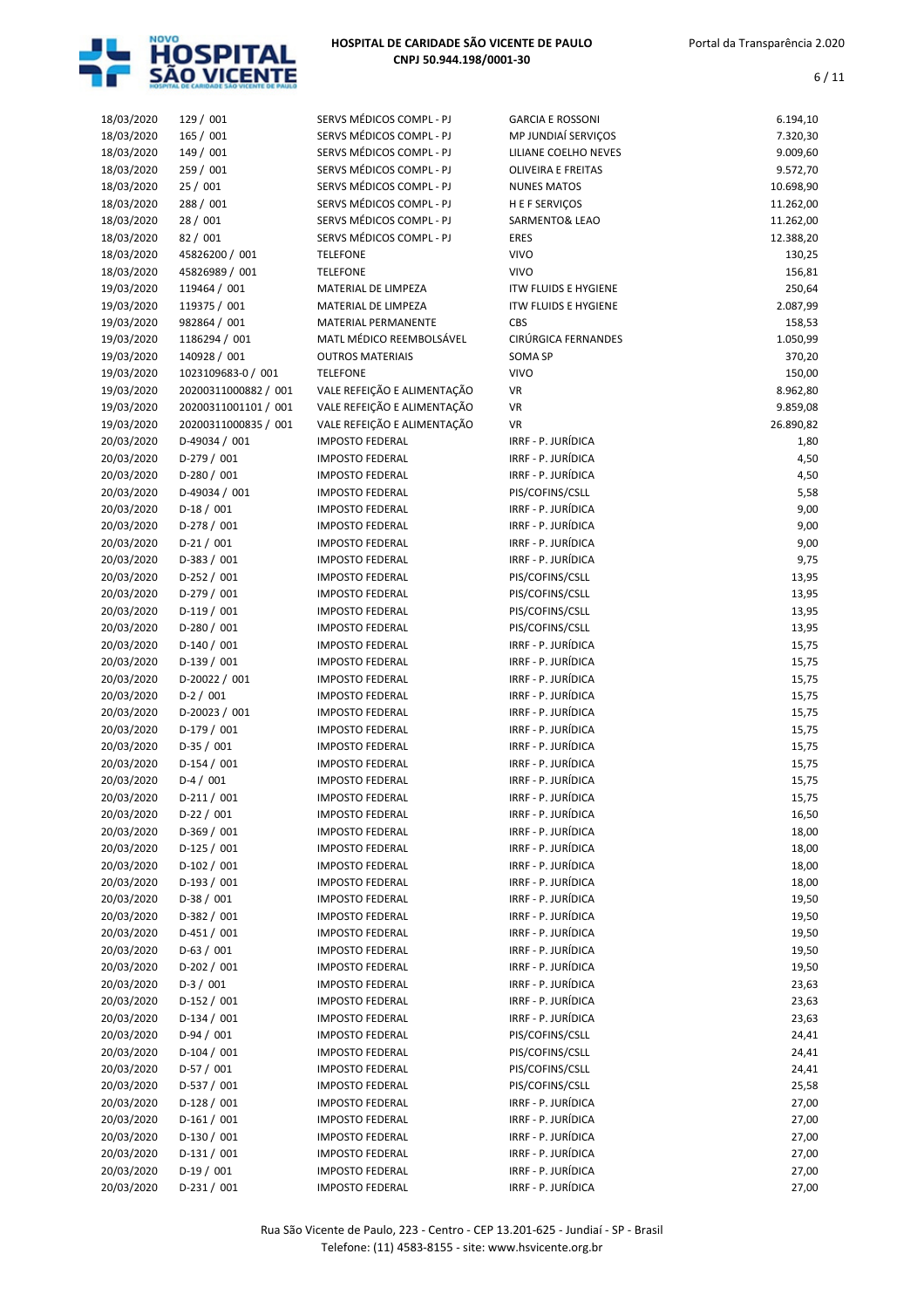| | | | | |
|---|---|---|---|---|
| 18/03/2020 | 129 / 001 | SERVS MÉDICOS COMPL - PJ | GARCIA E ROSSONI | 6.194,10 |
| 18/03/2020 | 165 / 001 | SERVS MÉDICOS COMPL - PJ | MP JUNDIAÍ SERVIÇOS | 7.320,30 |
| 18/03/2020 | 149 / 001 | SERVS MÉDICOS COMPL - PJ | LILIANE COELHO NEVES | 9.009,60 |
| 18/03/2020 | 259 / 001 | SERVS MÉDICOS COMPL - PJ | OLIVEIRA E FREITAS | 9.572,70 |
| 18/03/2020 | 25 / 001 | SERVS MÉDICOS COMPL - PJ | NUNES MATOS | 10.698,90 |
| 18/03/2020 | 288 / 001 | SERVS MÉDICOS COMPL - PJ | H E F SERVIÇOS | 11.262,00 |
| 18/03/2020 | 28 / 001 | SERVS MÉDICOS COMPL - PJ | SARMENTO& LEAO | 11.262,00 |
| 18/03/2020 | 82 / 001 | SERVS MÉDICOS COMPL - PJ | ERES | 12.388,20 |
| 18/03/2020 | 45826200 / 001 | TELEFONE | VIVO | 130,25 |
| 18/03/2020 | 45826989 / 001 | TELEFONE | VIVO | 156,81 |
| 19/03/2020 | 119464 / 001 | MATERIAL DE LIMPEZA | ITW FLUIDS E HYGIENE | 250,64 |
| 19/03/2020 | 119375 / 001 | MATERIAL DE LIMPEZA | ITW FLUIDS E HYGIENE | 2.087,99 |
| 19/03/2020 | 982864 / 001 | MATERIAL PERMANENTE | CBS | 158,53 |
| 19/03/2020 | 1186294 / 001 | MATL MÉDICO REEMBOLSÁVEL | CIRÚRGICA FERNANDES | 1.050,99 |
| 19/03/2020 | 140928 / 001 | OUTROS MATERIAIS | SOMA SP | 370,20 |
| 19/03/2020 | 1023109683-0 / 001 | TELEFONE | VIVO | 150,00 |
| 19/03/2020 | 20200311000882 / 001 | VALE REFEIÇÃO E ALIMENTAÇÃO | VR | 8.962,80 |
| 19/03/2020 | 20200311001101 / 001 | VALE REFEIÇÃO E ALIMENTAÇÃO | VR | 9.859,08 |
| 19/03/2020 | 20200311000835 / 001 | VALE REFEIÇÃO E ALIMENTAÇÃO | VR | 26.890,82 |
| 20/03/2020 | D-49034 / 001 | IMPOSTO FEDERAL | IRRF - P. JURÍDICA | 1,80 |
| 20/03/2020 | D-279 / 001 | IMPOSTO FEDERAL | IRRF - P. JURÍDICA | 4,50 |
| 20/03/2020 | D-280 / 001 | IMPOSTO FEDERAL | IRRF - P. JURÍDICA | 4,50 |
| 20/03/2020 | D-49034 / 001 | IMPOSTO FEDERAL | PIS/COFINS/CSLL | 5,58 |
| 20/03/2020 | D-18 / 001 | IMPOSTO FEDERAL | IRRF - P. JURÍDICA | 9,00 |
| 20/03/2020 | D-278 / 001 | IMPOSTO FEDERAL | IRRF - P. JURÍDICA | 9,00 |
| 20/03/2020 | D-21 / 001 | IMPOSTO FEDERAL | IRRF - P. JURÍDICA | 9,00 |
| 20/03/2020 | D-383 / 001 | IMPOSTO FEDERAL | IRRF - P. JURÍDICA | 9,75 |
| 20/03/2020 | D-252 / 001 | IMPOSTO FEDERAL | PIS/COFINS/CSLL | 13,95 |
| 20/03/2020 | D-279 / 001 | IMPOSTO FEDERAL | PIS/COFINS/CSLL | 13,95 |
| 20/03/2020 | D-119 / 001 | IMPOSTO FEDERAL | PIS/COFINS/CSLL | 13,95 |
| 20/03/2020 | D-280 / 001 | IMPOSTO FEDERAL | PIS/COFINS/CSLL | 13,95 |
| 20/03/2020 | D-140 / 001 | IMPOSTO FEDERAL | IRRF - P. JURÍDICA | 15,75 |
| 20/03/2020 | D-139 / 001 | IMPOSTO FEDERAL | IRRF - P. JURÍDICA | 15,75 |
| 20/03/2020 | D-20022 / 001 | IMPOSTO FEDERAL | IRRF - P. JURÍDICA | 15,75 |
| 20/03/2020 | D-2 / 001 | IMPOSTO FEDERAL | IRRF - P. JURÍDICA | 15,75 |
| 20/03/2020 | D-20023 / 001 | IMPOSTO FEDERAL | IRRF - P. JURÍDICA | 15,75 |
| 20/03/2020 | D-179 / 001 | IMPOSTO FEDERAL | IRRF - P. JURÍDICA | 15,75 |
| 20/03/2020 | D-35 / 001 | IMPOSTO FEDERAL | IRRF - P. JURÍDICA | 15,75 |
| 20/03/2020 | D-154 / 001 | IMPOSTO FEDERAL | IRRF - P. JURÍDICA | 15,75 |
| 20/03/2020 | D-4 / 001 | IMPOSTO FEDERAL | IRRF - P. JURÍDICA | 15,75 |
| 20/03/2020 | D-211 / 001 | IMPOSTO FEDERAL | IRRF - P. JURÍDICA | 15,75 |
| 20/03/2020 | D-22 / 001 | IMPOSTO FEDERAL | IRRF - P. JURÍDICA | 16,50 |
| 20/03/2020 | D-369 / 001 | IMPOSTO FEDERAL | IRRF - P. JURÍDICA | 18,00 |
| 20/03/2020 | D-125 / 001 | IMPOSTO FEDERAL | IRRF - P. JURÍDICA | 18,00 |
| 20/03/2020 | D-102 / 001 | IMPOSTO FEDERAL | IRRF - P. JURÍDICA | 18,00 |
| 20/03/2020 | D-193 / 001 | IMPOSTO FEDERAL | IRRF - P. JURÍDICA | 18,00 |
| 20/03/2020 | D-38 / 001 | IMPOSTO FEDERAL | IRRF - P. JURÍDICA | 19,50 |
| 20/03/2020 | D-382 / 001 | IMPOSTO FEDERAL | IRRF - P. JURÍDICA | 19,50 |
| 20/03/2020 | D-451 / 001 | IMPOSTO FEDERAL | IRRF - P. JURÍDICA | 19,50 |
| 20/03/2020 | D-63 / 001 | IMPOSTO FEDERAL | IRRF - P. JURÍDICA | 19,50 |
| 20/03/2020 | D-202 / 001 | IMPOSTO FEDERAL | IRRF - P. JURÍDICA | 19,50 |
| 20/03/2020 | D-3 / 001 | IMPOSTO FEDERAL | IRRF - P. JURÍDICA | 23,63 |
| 20/03/2020 | D-152 / 001 | IMPOSTO FEDERAL | IRRF - P. JURÍDICA | 23,63 |
| 20/03/2020 | D-134 / 001 | IMPOSTO FEDERAL | IRRF - P. JURÍDICA | 23,63 |
| 20/03/2020 | D-94 / 001 | IMPOSTO FEDERAL | PIS/COFINS/CSLL | 24,41 |
| 20/03/2020 | D-104 / 001 | IMPOSTO FEDERAL | PIS/COFINS/CSLL | 24,41 |
| 20/03/2020 | D-57 / 001 | IMPOSTO FEDERAL | PIS/COFINS/CSLL | 24,41 |
| 20/03/2020 | D-537 / 001 | IMPOSTO FEDERAL | PIS/COFINS/CSLL | 25,58 |
| 20/03/2020 | D-128 / 001 | IMPOSTO FEDERAL | IRRF - P. JURÍDICA | 27,00 |
| 20/03/2020 | D-161 / 001 | IMPOSTO FEDERAL | IRRF - P. JURÍDICA | 27,00 |
| 20/03/2020 | D-130 / 001 | IMPOSTO FEDERAL | IRRF - P. JURÍDICA | 27,00 |
| 20/03/2020 | D-131 / 001 | IMPOSTO FEDERAL | IRRF - P. JURÍDICA | 27,00 |
| 20/03/2020 | D-19 / 001 | IMPOSTO FEDERAL | IRRF - P. JURÍDICA | 27,00 |
| 20/03/2020 | D-231 / 001 | IMPOSTO FEDERAL | IRRF - P. JURÍDICA | 27,00 |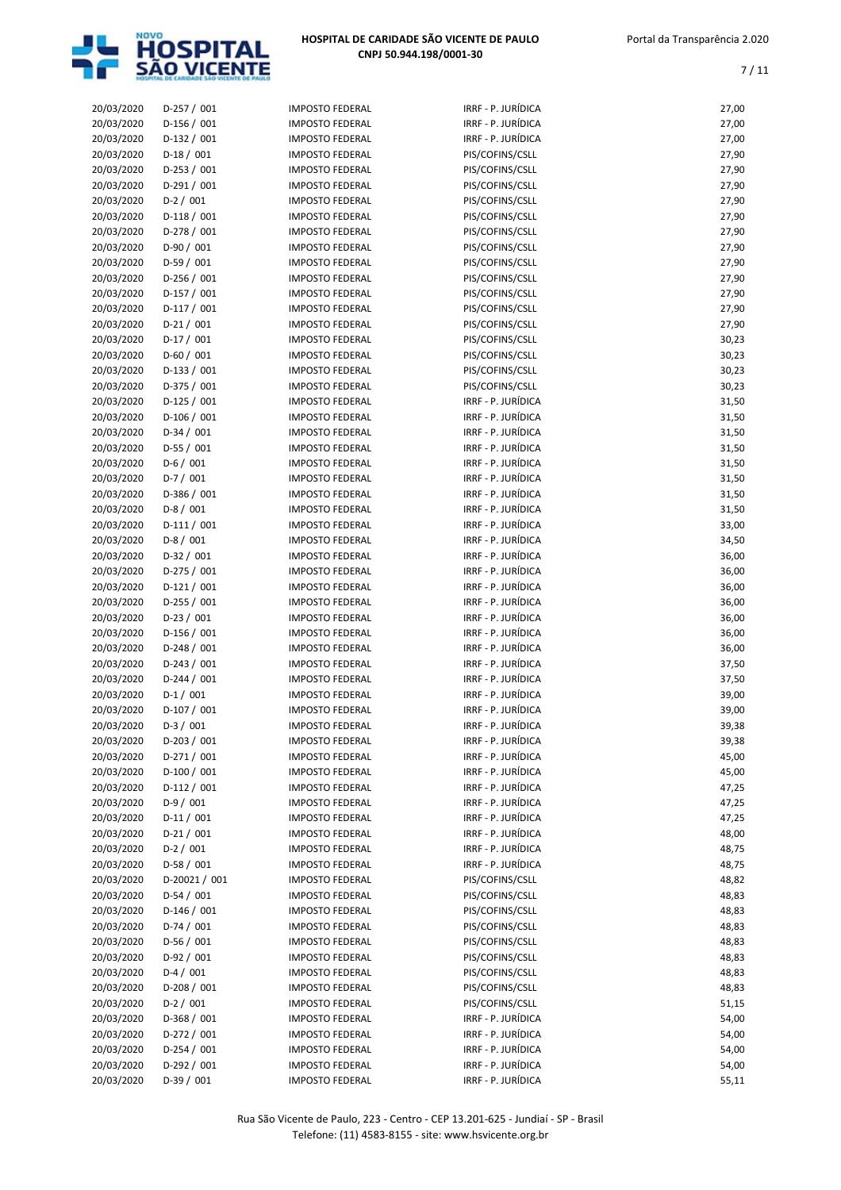| | | | | |
|---|---|---|---|---|
| 20/03/2020 | D-257 / 001 | IMPOSTO FEDERAL | IRRF - P. JURÍDICA | 27,00 |
| 20/03/2020 | D-156 / 001 | IMPOSTO FEDERAL | IRRF - P. JURÍDICA | 27,00 |
| 20/03/2020 | D-132 / 001 | IMPOSTO FEDERAL | IRRF - P. JURÍDICA | 27,00 |
| 20/03/2020 | D-18 / 001 | IMPOSTO FEDERAL | PIS/COFINS/CSLL | 27,90 |
| 20/03/2020 | D-253 / 001 | IMPOSTO FEDERAL | PIS/COFINS/CSLL | 27,90 |
| 20/03/2020 | D-291 / 001 | IMPOSTO FEDERAL | PIS/COFINS/CSLL | 27,90 |
| 20/03/2020 | D-2 / 001 | IMPOSTO FEDERAL | PIS/COFINS/CSLL | 27,90 |
| 20/03/2020 | D-118 / 001 | IMPOSTO FEDERAL | PIS/COFINS/CSLL | 27,90 |
| 20/03/2020 | D-278 / 001 | IMPOSTO FEDERAL | PIS/COFINS/CSLL | 27,90 |
| 20/03/2020 | D-90 / 001 | IMPOSTO FEDERAL | PIS/COFINS/CSLL | 27,90 |
| 20/03/2020 | D-59 / 001 | IMPOSTO FEDERAL | PIS/COFINS/CSLL | 27,90 |
| 20/03/2020 | D-256 / 001 | IMPOSTO FEDERAL | PIS/COFINS/CSLL | 27,90 |
| 20/03/2020 | D-157 / 001 | IMPOSTO FEDERAL | PIS/COFINS/CSLL | 27,90 |
| 20/03/2020 | D-117 / 001 | IMPOSTO FEDERAL | PIS/COFINS/CSLL | 27,90 |
| 20/03/2020 | D-21 / 001 | IMPOSTO FEDERAL | PIS/COFINS/CSLL | 27,90 |
| 20/03/2020 | D-17 / 001 | IMPOSTO FEDERAL | PIS/COFINS/CSLL | 30,23 |
| 20/03/2020 | D-60 / 001 | IMPOSTO FEDERAL | PIS/COFINS/CSLL | 30,23 |
| 20/03/2020 | D-133 / 001 | IMPOSTO FEDERAL | PIS/COFINS/CSLL | 30,23 |
| 20/03/2020 | D-375 / 001 | IMPOSTO FEDERAL | PIS/COFINS/CSLL | 30,23 |
| 20/03/2020 | D-125 / 001 | IMPOSTO FEDERAL | IRRF - P. JURÍDICA | 31,50 |
| 20/03/2020 | D-106 / 001 | IMPOSTO FEDERAL | IRRF - P. JURÍDICA | 31,50 |
| 20/03/2020 | D-34 / 001 | IMPOSTO FEDERAL | IRRF - P. JURÍDICA | 31,50 |
| 20/03/2020 | D-55 / 001 | IMPOSTO FEDERAL | IRRF - P. JURÍDICA | 31,50 |
| 20/03/2020 | D-6 / 001 | IMPOSTO FEDERAL | IRRF - P. JURÍDICA | 31,50 |
| 20/03/2020 | D-7 / 001 | IMPOSTO FEDERAL | IRRF - P. JURÍDICA | 31,50 |
| 20/03/2020 | D-386 / 001 | IMPOSTO FEDERAL | IRRF - P. JURÍDICA | 31,50 |
| 20/03/2020 | D-8 / 001 | IMPOSTO FEDERAL | IRRF - P. JURÍDICA | 31,50 |
| 20/03/2020 | D-111 / 001 | IMPOSTO FEDERAL | IRRF - P. JURÍDICA | 33,00 |
| 20/03/2020 | D-8 / 001 | IMPOSTO FEDERAL | IRRF - P. JURÍDICA | 34,50 |
| 20/03/2020 | D-32 / 001 | IMPOSTO FEDERAL | IRRF - P. JURÍDICA | 36,00 |
| 20/03/2020 | D-275 / 001 | IMPOSTO FEDERAL | IRRF - P. JURÍDICA | 36,00 |
| 20/03/2020 | D-121 / 001 | IMPOSTO FEDERAL | IRRF - P. JURÍDICA | 36,00 |
| 20/03/2020 | D-255 / 001 | IMPOSTO FEDERAL | IRRF - P. JURÍDICA | 36,00 |
| 20/03/2020 | D-23 / 001 | IMPOSTO FEDERAL | IRRF - P. JURÍDICA | 36,00 |
| 20/03/2020 | D-156 / 001 | IMPOSTO FEDERAL | IRRF - P. JURÍDICA | 36,00 |
| 20/03/2020 | D-248 / 001 | IMPOSTO FEDERAL | IRRF - P. JURÍDICA | 36,00 |
| 20/03/2020 | D-243 / 001 | IMPOSTO FEDERAL | IRRF - P. JURÍDICA | 37,50 |
| 20/03/2020 | D-244 / 001 | IMPOSTO FEDERAL | IRRF - P. JURÍDICA | 37,50 |
| 20/03/2020 | D-1 / 001 | IMPOSTO FEDERAL | IRRF - P. JURÍDICA | 39,00 |
| 20/03/2020 | D-107 / 001 | IMPOSTO FEDERAL | IRRF - P. JURÍDICA | 39,00 |
| 20/03/2020 | D-3 / 001 | IMPOSTO FEDERAL | IRRF - P. JURÍDICA | 39,38 |
| 20/03/2020 | D-203 / 001 | IMPOSTO FEDERAL | IRRF - P. JURÍDICA | 39,38 |
| 20/03/2020 | D-271 / 001 | IMPOSTO FEDERAL | IRRF - P. JURÍDICA | 45,00 |
| 20/03/2020 | D-100 / 001 | IMPOSTO FEDERAL | IRRF - P. JURÍDICA | 45,00 |
| 20/03/2020 | D-112 / 001 | IMPOSTO FEDERAL | IRRF - P. JURÍDICA | 47,25 |
| 20/03/2020 | D-9 / 001 | IMPOSTO FEDERAL | IRRF - P. JURÍDICA | 47,25 |
| 20/03/2020 | D-11 / 001 | IMPOSTO FEDERAL | IRRF - P. JURÍDICA | 47,25 |
| 20/03/2020 | D-21 / 001 | IMPOSTO FEDERAL | IRRF - P. JURÍDICA | 48,00 |
| 20/03/2020 | D-2 / 001 | IMPOSTO FEDERAL | IRRF - P. JURÍDICA | 48,75 |
| 20/03/2020 | D-58 / 001 | IMPOSTO FEDERAL | IRRF - P. JURÍDICA | 48,75 |
| 20/03/2020 | D-20021 / 001 | IMPOSTO FEDERAL | PIS/COFINS/CSLL | 48,82 |
| 20/03/2020 | D-54 / 001 | IMPOSTO FEDERAL | PIS/COFINS/CSLL | 48,83 |
| 20/03/2020 | D-146 / 001 | IMPOSTO FEDERAL | PIS/COFINS/CSLL | 48,83 |
| 20/03/2020 | D-74 / 001 | IMPOSTO FEDERAL | PIS/COFINS/CSLL | 48,83 |
| 20/03/2020 | D-56 / 001 | IMPOSTO FEDERAL | PIS/COFINS/CSLL | 48,83 |
| 20/03/2020 | D-92 / 001 | IMPOSTO FEDERAL | PIS/COFINS/CSLL | 48,83 |
| 20/03/2020 | D-4 / 001 | IMPOSTO FEDERAL | PIS/COFINS/CSLL | 48,83 |
| 20/03/2020 | D-208 / 001 | IMPOSTO FEDERAL | PIS/COFINS/CSLL | 48,83 |
| 20/03/2020 | D-2 / 001 | IMPOSTO FEDERAL | PIS/COFINS/CSLL | 51,15 |
| 20/03/2020 | D-368 / 001 | IMPOSTO FEDERAL | IRRF - P. JURÍDICA | 54,00 |
| 20/03/2020 | D-272 / 001 | IMPOSTO FEDERAL | IRRF - P. JURÍDICA | 54,00 |
| 20/03/2020 | D-254 / 001 | IMPOSTO FEDERAL | IRRF - P. JURÍDICA | 54,00 |
| 20/03/2020 | D-292 / 001 | IMPOSTO FEDERAL | IRRF - P. JURÍDICA | 54,00 |
| 20/03/2020 | D-39 / 001 | IMPOSTO FEDERAL | IRRF - P. JURÍDICA | 55,11 |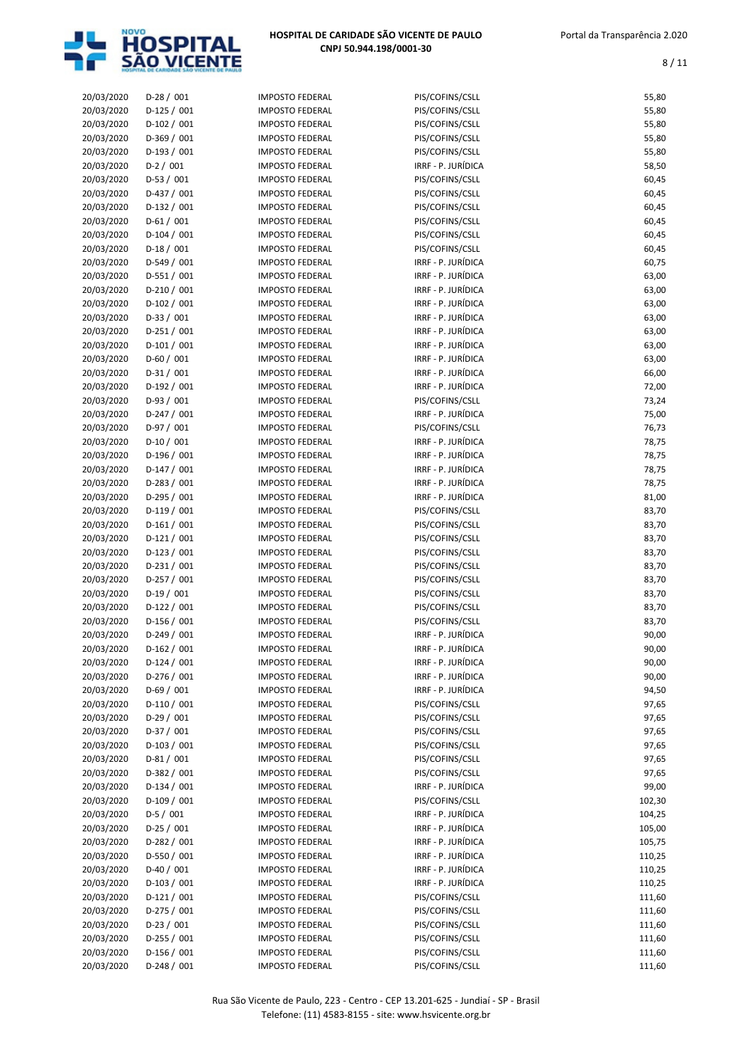| | | | | |
|---|---|---|---|---|
| 20/03/2020 | D-28 / 001 | IMPOSTO FEDERAL | PIS/COFINS/CSLL | 55,80 |
| 20/03/2020 | D-125 / 001 | IMPOSTO FEDERAL | PIS/COFINS/CSLL | 55,80 |
| 20/03/2020 | D-102 / 001 | IMPOSTO FEDERAL | PIS/COFINS/CSLL | 55,80 |
| 20/03/2020 | D-369 / 001 | IMPOSTO FEDERAL | PIS/COFINS/CSLL | 55,80 |
| 20/03/2020 | D-193 / 001 | IMPOSTO FEDERAL | PIS/COFINS/CSLL | 55,80 |
| 20/03/2020 | D-2 / 001 | IMPOSTO FEDERAL | IRRF - P. JURÍDICA | 58,50 |
| 20/03/2020 | D-53 / 001 | IMPOSTO FEDERAL | PIS/COFINS/CSLL | 60,45 |
| 20/03/2020 | D-437 / 001 | IMPOSTO FEDERAL | PIS/COFINS/CSLL | 60,45 |
| 20/03/2020 | D-132 / 001 | IMPOSTO FEDERAL | PIS/COFINS/CSLL | 60,45 |
| 20/03/2020 | D-61 / 001 | IMPOSTO FEDERAL | PIS/COFINS/CSLL | 60,45 |
| 20/03/2020 | D-104 / 001 | IMPOSTO FEDERAL | PIS/COFINS/CSLL | 60,45 |
| 20/03/2020 | D-18 / 001 | IMPOSTO FEDERAL | PIS/COFINS/CSLL | 60,45 |
| 20/03/2020 | D-549 / 001 | IMPOSTO FEDERAL | IRRF - P. JURÍDICA | 60,75 |
| 20/03/2020 | D-551 / 001 | IMPOSTO FEDERAL | IRRF - P. JURÍDICA | 63,00 |
| 20/03/2020 | D-210 / 001 | IMPOSTO FEDERAL | IRRF - P. JURÍDICA | 63,00 |
| 20/03/2020 | D-102 / 001 | IMPOSTO FEDERAL | IRRF - P. JURÍDICA | 63,00 |
| 20/03/2020 | D-33 / 001 | IMPOSTO FEDERAL | IRRF - P. JURÍDICA | 63,00 |
| 20/03/2020 | D-251 / 001 | IMPOSTO FEDERAL | IRRF - P. JURÍDICA | 63,00 |
| 20/03/2020 | D-101 / 001 | IMPOSTO FEDERAL | IRRF - P. JURÍDICA | 63,00 |
| 20/03/2020 | D-60 / 001 | IMPOSTO FEDERAL | IRRF - P. JURÍDICA | 63,00 |
| 20/03/2020 | D-31 / 001 | IMPOSTO FEDERAL | IRRF - P. JURÍDICA | 66,00 |
| 20/03/2020 | D-192 / 001 | IMPOSTO FEDERAL | IRRF - P. JURÍDICA | 72,00 |
| 20/03/2020 | D-93 / 001 | IMPOSTO FEDERAL | PIS/COFINS/CSLL | 73,24 |
| 20/03/2020 | D-247 / 001 | IMPOSTO FEDERAL | IRRF - P. JURÍDICA | 75,00 |
| 20/03/2020 | D-97 / 001 | IMPOSTO FEDERAL | PIS/COFINS/CSLL | 76,73 |
| 20/03/2020 | D-10 / 001 | IMPOSTO FEDERAL | IRRF - P. JURÍDICA | 78,75 |
| 20/03/2020 | D-196 / 001 | IMPOSTO FEDERAL | IRRF - P. JURÍDICA | 78,75 |
| 20/03/2020 | D-147 / 001 | IMPOSTO FEDERAL | IRRF - P. JURÍDICA | 78,75 |
| 20/03/2020 | D-283 / 001 | IMPOSTO FEDERAL | IRRF - P. JURÍDICA | 78,75 |
| 20/03/2020 | D-295 / 001 | IMPOSTO FEDERAL | IRRF - P. JURÍDICA | 81,00 |
| 20/03/2020 | D-119 / 001 | IMPOSTO FEDERAL | PIS/COFINS/CSLL | 83,70 |
| 20/03/2020 | D-161 / 001 | IMPOSTO FEDERAL | PIS/COFINS/CSLL | 83,70 |
| 20/03/2020 | D-121 / 001 | IMPOSTO FEDERAL | PIS/COFINS/CSLL | 83,70 |
| 20/03/2020 | D-123 / 001 | IMPOSTO FEDERAL | PIS/COFINS/CSLL | 83,70 |
| 20/03/2020 | D-231 / 001 | IMPOSTO FEDERAL | PIS/COFINS/CSLL | 83,70 |
| 20/03/2020 | D-257 / 001 | IMPOSTO FEDERAL | PIS/COFINS/CSLL | 83,70 |
| 20/03/2020 | D-19 / 001 | IMPOSTO FEDERAL | PIS/COFINS/CSLL | 83,70 |
| 20/03/2020 | D-122 / 001 | IMPOSTO FEDERAL | PIS/COFINS/CSLL | 83,70 |
| 20/03/2020 | D-156 / 001 | IMPOSTO FEDERAL | PIS/COFINS/CSLL | 83,70 |
| 20/03/2020 | D-249 / 001 | IMPOSTO FEDERAL | IRRF - P. JURÍDICA | 90,00 |
| 20/03/2020 | D-162 / 001 | IMPOSTO FEDERAL | IRRF - P. JURÍDICA | 90,00 |
| 20/03/2020 | D-124 / 001 | IMPOSTO FEDERAL | IRRF - P. JURÍDICA | 90,00 |
| 20/03/2020 | D-276 / 001 | IMPOSTO FEDERAL | IRRF - P. JURÍDICA | 90,00 |
| 20/03/2020 | D-69 / 001 | IMPOSTO FEDERAL | IRRF - P. JURÍDICA | 94,50 |
| 20/03/2020 | D-110 / 001 | IMPOSTO FEDERAL | PIS/COFINS/CSLL | 97,65 |
| 20/03/2020 | D-29 / 001 | IMPOSTO FEDERAL | PIS/COFINS/CSLL | 97,65 |
| 20/03/2020 | D-37 / 001 | IMPOSTO FEDERAL | PIS/COFINS/CSLL | 97,65 |
| 20/03/2020 | D-103 / 001 | IMPOSTO FEDERAL | PIS/COFINS/CSLL | 97,65 |
| 20/03/2020 | D-81 / 001 | IMPOSTO FEDERAL | PIS/COFINS/CSLL | 97,65 |
| 20/03/2020 | D-382 / 001 | IMPOSTO FEDERAL | PIS/COFINS/CSLL | 97,65 |
| 20/03/2020 | D-134 / 001 | IMPOSTO FEDERAL | IRRF - P. JURÍDICA | 99,00 |
| 20/03/2020 | D-109 / 001 | IMPOSTO FEDERAL | PIS/COFINS/CSLL | 102,30 |
| 20/03/2020 | D-5 / 001 | IMPOSTO FEDERAL | IRRF - P. JURÍDICA | 104,25 |
| 20/03/2020 | D-25 / 001 | IMPOSTO FEDERAL | IRRF - P. JURÍDICA | 105,00 |
| 20/03/2020 | D-282 / 001 | IMPOSTO FEDERAL | IRRF - P. JURÍDICA | 105,75 |
| 20/03/2020 | D-550 / 001 | IMPOSTO FEDERAL | IRRF - P. JURÍDICA | 110,25 |
| 20/03/2020 | D-40 / 001 | IMPOSTO FEDERAL | IRRF - P. JURÍDICA | 110,25 |
| 20/03/2020 | D-103 / 001 | IMPOSTO FEDERAL | IRRF - P. JURÍDICA | 110,25 |
| 20/03/2020 | D-121 / 001 | IMPOSTO FEDERAL | PIS/COFINS/CSLL | 111,60 |
| 20/03/2020 | D-275 / 001 | IMPOSTO FEDERAL | PIS/COFINS/CSLL | 111,60 |
| 20/03/2020 | D-23 / 001 | IMPOSTO FEDERAL | PIS/COFINS/CSLL | 111,60 |
| 20/03/2020 | D-255 / 001 | IMPOSTO FEDERAL | PIS/COFINS/CSLL | 111,60 |
| 20/03/2020 | D-156 / 001 | IMPOSTO FEDERAL | PIS/COFINS/CSLL | 111,60 |
| 20/03/2020 | D-248 / 001 | IMPOSTO FEDERAL | PIS/COFINS/CSLL | 111,60 |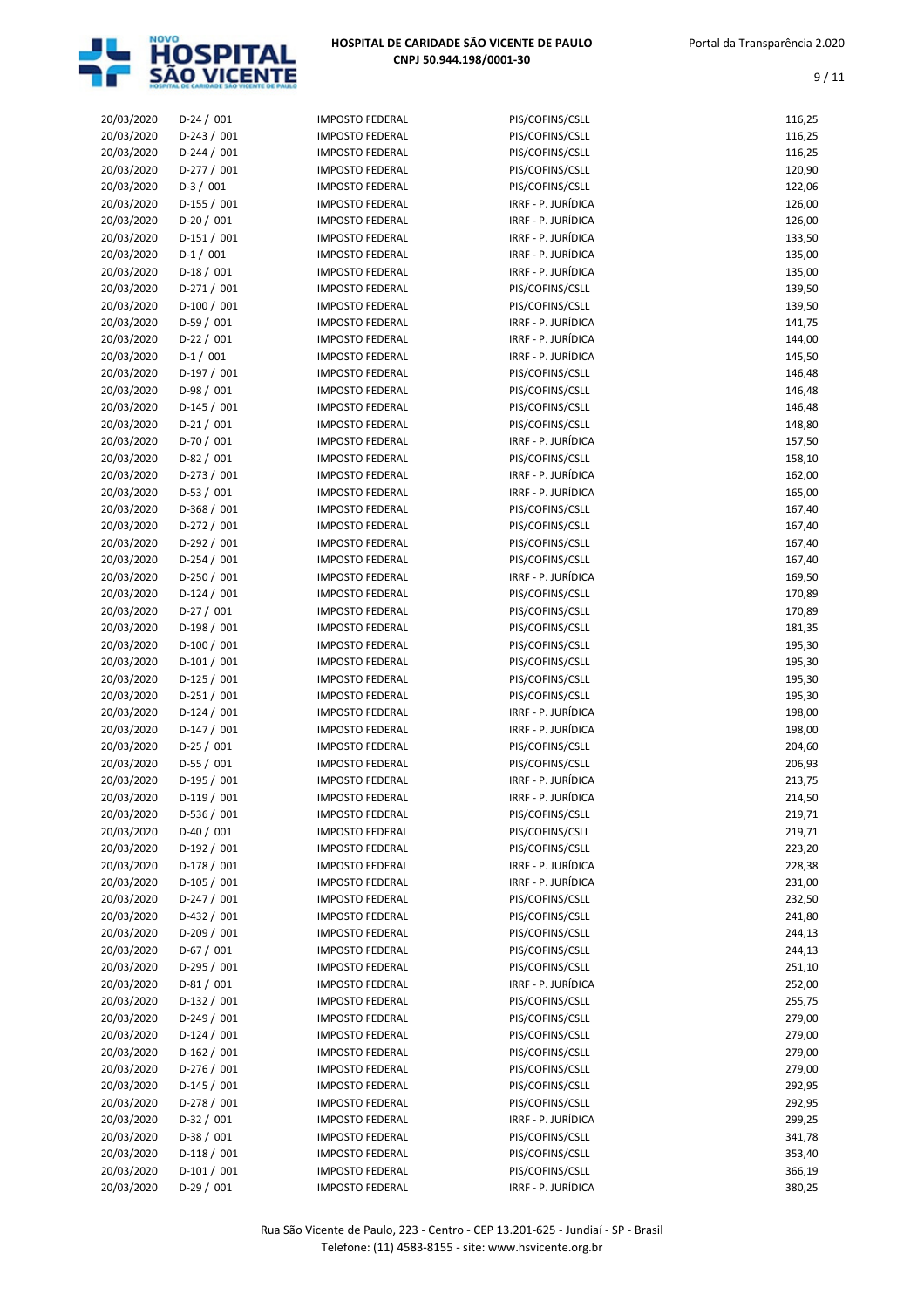| | | | | |
|---|---|---|---|---|
| 20/03/2020 | D-24 / 001 | IMPOSTO FEDERAL | PIS/COFINS/CSLL | 116,25 |
| 20/03/2020 | D-243 / 001 | IMPOSTO FEDERAL | PIS/COFINS/CSLL | 116,25 |
| 20/03/2020 | D-244 / 001 | IMPOSTO FEDERAL | PIS/COFINS/CSLL | 116,25 |
| 20/03/2020 | D-277 / 001 | IMPOSTO FEDERAL | PIS/COFINS/CSLL | 120,90 |
| 20/03/2020 | D-3 / 001 | IMPOSTO FEDERAL | PIS/COFINS/CSLL | 122,06 |
| 20/03/2020 | D-155 / 001 | IMPOSTO FEDERAL | IRRF - P. JURÍDICA | 126,00 |
| 20/03/2020 | D-20 / 001 | IMPOSTO FEDERAL | IRRF - P. JURÍDICA | 126,00 |
| 20/03/2020 | D-151 / 001 | IMPOSTO FEDERAL | IRRF - P. JURÍDICA | 133,50 |
| 20/03/2020 | D-1 / 001 | IMPOSTO FEDERAL | IRRF - P. JURÍDICA | 135,00 |
| 20/03/2020 | D-18 / 001 | IMPOSTO FEDERAL | IRRF - P. JURÍDICA | 135,00 |
| 20/03/2020 | D-271 / 001 | IMPOSTO FEDERAL | PIS/COFINS/CSLL | 139,50 |
| 20/03/2020 | D-100 / 001 | IMPOSTO FEDERAL | PIS/COFINS/CSLL | 139,50 |
| 20/03/2020 | D-59 / 001 | IMPOSTO FEDERAL | IRRF - P. JURÍDICA | 141,75 |
| 20/03/2020 | D-22 / 001 | IMPOSTO FEDERAL | IRRF - P. JURÍDICA | 144,00 |
| 20/03/2020 | D-1 / 001 | IMPOSTO FEDERAL | IRRF - P. JURÍDICA | 145,50 |
| 20/03/2020 | D-197 / 001 | IMPOSTO FEDERAL | PIS/COFINS/CSLL | 146,48 |
| 20/03/2020 | D-98 / 001 | IMPOSTO FEDERAL | PIS/COFINS/CSLL | 146,48 |
| 20/03/2020 | D-145 / 001 | IMPOSTO FEDERAL | PIS/COFINS/CSLL | 146,48 |
| 20/03/2020 | D-21 / 001 | IMPOSTO FEDERAL | PIS/COFINS/CSLL | 148,80 |
| 20/03/2020 | D-70 / 001 | IMPOSTO FEDERAL | IRRF - P. JURÍDICA | 157,50 |
| 20/03/2020 | D-82 / 001 | IMPOSTO FEDERAL | PIS/COFINS/CSLL | 158,10 |
| 20/03/2020 | D-273 / 001 | IMPOSTO FEDERAL | IRRF - P. JURÍDICA | 162,00 |
| 20/03/2020 | D-53 / 001 | IMPOSTO FEDERAL | IRRF - P. JURÍDICA | 165,00 |
| 20/03/2020 | D-368 / 001 | IMPOSTO FEDERAL | PIS/COFINS/CSLL | 167,40 |
| 20/03/2020 | D-272 / 001 | IMPOSTO FEDERAL | PIS/COFINS/CSLL | 167,40 |
| 20/03/2020 | D-292 / 001 | IMPOSTO FEDERAL | PIS/COFINS/CSLL | 167,40 |
| 20/03/2020 | D-254 / 001 | IMPOSTO FEDERAL | PIS/COFINS/CSLL | 167,40 |
| 20/03/2020 | D-250 / 001 | IMPOSTO FEDERAL | IRRF - P. JURÍDICA | 169,50 |
| 20/03/2020 | D-124 / 001 | IMPOSTO FEDERAL | PIS/COFINS/CSLL | 170,89 |
| 20/03/2020 | D-27 / 001 | IMPOSTO FEDERAL | PIS/COFINS/CSLL | 170,89 |
| 20/03/2020 | D-198 / 001 | IMPOSTO FEDERAL | PIS/COFINS/CSLL | 181,35 |
| 20/03/2020 | D-100 / 001 | IMPOSTO FEDERAL | PIS/COFINS/CSLL | 195,30 |
| 20/03/2020 | D-101 / 001 | IMPOSTO FEDERAL | PIS/COFINS/CSLL | 195,30 |
| 20/03/2020 | D-125 / 001 | IMPOSTO FEDERAL | PIS/COFINS/CSLL | 195,30 |
| 20/03/2020 | D-251 / 001 | IMPOSTO FEDERAL | PIS/COFINS/CSLL | 195,30 |
| 20/03/2020 | D-124 / 001 | IMPOSTO FEDERAL | IRRF - P. JURÍDICA | 198,00 |
| 20/03/2020 | D-147 / 001 | IMPOSTO FEDERAL | IRRF - P. JURÍDICA | 198,00 |
| 20/03/2020 | D-25 / 001 | IMPOSTO FEDERAL | PIS/COFINS/CSLL | 204,60 |
| 20/03/2020 | D-55 / 001 | IMPOSTO FEDERAL | PIS/COFINS/CSLL | 206,93 |
| 20/03/2020 | D-195 / 001 | IMPOSTO FEDERAL | IRRF - P. JURÍDICA | 213,75 |
| 20/03/2020 | D-119 / 001 | IMPOSTO FEDERAL | IRRF - P. JURÍDICA | 214,50 |
| 20/03/2020 | D-536 / 001 | IMPOSTO FEDERAL | PIS/COFINS/CSLL | 219,71 |
| 20/03/2020 | D-40 / 001 | IMPOSTO FEDERAL | PIS/COFINS/CSLL | 219,71 |
| 20/03/2020 | D-192 / 001 | IMPOSTO FEDERAL | PIS/COFINS/CSLL | 223,20 |
| 20/03/2020 | D-178 / 001 | IMPOSTO FEDERAL | IRRF - P. JURÍDICA | 228,38 |
| 20/03/2020 | D-105 / 001 | IMPOSTO FEDERAL | IRRF - P. JURÍDICA | 231,00 |
| 20/03/2020 | D-247 / 001 | IMPOSTO FEDERAL | PIS/COFINS/CSLL | 232,50 |
| 20/03/2020 | D-432 / 001 | IMPOSTO FEDERAL | PIS/COFINS/CSLL | 241,80 |
| 20/03/2020 | D-209 / 001 | IMPOSTO FEDERAL | PIS/COFINS/CSLL | 244,13 |
| 20/03/2020 | D-67 / 001 | IMPOSTO FEDERAL | PIS/COFINS/CSLL | 244,13 |
| 20/03/2020 | D-295 / 001 | IMPOSTO FEDERAL | PIS/COFINS/CSLL | 251,10 |
| 20/03/2020 | D-81 / 001 | IMPOSTO FEDERAL | IRRF - P. JURÍDICA | 252,00 |
| 20/03/2020 | D-132 / 001 | IMPOSTO FEDERAL | PIS/COFINS/CSLL | 255,75 |
| 20/03/2020 | D-249 / 001 | IMPOSTO FEDERAL | PIS/COFINS/CSLL | 279,00 |
| 20/03/2020 | D-124 / 001 | IMPOSTO FEDERAL | PIS/COFINS/CSLL | 279,00 |
| 20/03/2020 | D-162 / 001 | IMPOSTO FEDERAL | PIS/COFINS/CSLL | 279,00 |
| 20/03/2020 | D-276 / 001 | IMPOSTO FEDERAL | PIS/COFINS/CSLL | 279,00 |
| 20/03/2020 | D-145 / 001 | IMPOSTO FEDERAL | PIS/COFINS/CSLL | 292,95 |
| 20/03/2020 | D-278 / 001 | IMPOSTO FEDERAL | PIS/COFINS/CSLL | 292,95 |
| 20/03/2020 | D-32 / 001 | IMPOSTO FEDERAL | IRRF - P. JURÍDICA | 299,25 |
| 20/03/2020 | D-38 / 001 | IMPOSTO FEDERAL | PIS/COFINS/CSLL | 341,78 |
| 20/03/2020 | D-118 / 001 | IMPOSTO FEDERAL | PIS/COFINS/CSLL | 353,40 |
| 20/03/2020 | D-101 / 001 | IMPOSTO FEDERAL | PIS/COFINS/CSLL | 366,19 |
| 20/03/2020 | D-29 / 001 | IMPOSTO FEDERAL | IRRF - P. JURÍDICA | 380,25 |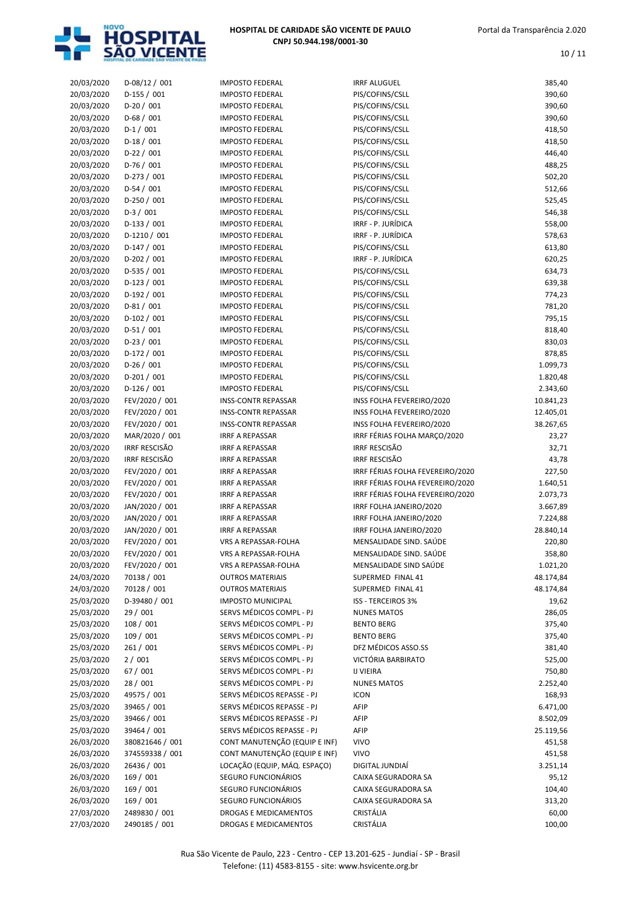| | | | | |
|---|---|---|---|---|
| 20/03/2020 | D-08/12 / 001 | IMPOSTO FEDERAL | IRRF ALUGUEL | 385,40 |
| 20/03/2020 | D-155 / 001 | IMPOSTO FEDERAL | PIS/COFINS/CSLL | 390,60 |
| 20/03/2020 | D-20 / 001 | IMPOSTO FEDERAL | PIS/COFINS/CSLL | 390,60 |
| 20/03/2020 | D-68 / 001 | IMPOSTO FEDERAL | PIS/COFINS/CSLL | 390,60 |
| 20/03/2020 | D-1 / 001 | IMPOSTO FEDERAL | PIS/COFINS/CSLL | 418,50 |
| 20/03/2020 | D-18 / 001 | IMPOSTO FEDERAL | PIS/COFINS/CSLL | 418,50 |
| 20/03/2020 | D-22 / 001 | IMPOSTO FEDERAL | PIS/COFINS/CSLL | 446,40 |
| 20/03/2020 | D-76 / 001 | IMPOSTO FEDERAL | PIS/COFINS/CSLL | 488,25 |
| 20/03/2020 | D-273 / 001 | IMPOSTO FEDERAL | PIS/COFINS/CSLL | 502,20 |
| 20/03/2020 | D-54 / 001 | IMPOSTO FEDERAL | PIS/COFINS/CSLL | 512,66 |
| 20/03/2020 | D-250 / 001 | IMPOSTO FEDERAL | PIS/COFINS/CSLL | 525,45 |
| 20/03/2020 | D-3 / 001 | IMPOSTO FEDERAL | PIS/COFINS/CSLL | 546,38 |
| 20/03/2020 | D-133 / 001 | IMPOSTO FEDERAL | IRRF - P. JURÍDICA | 558,00 |
| 20/03/2020 | D-1210 / 001 | IMPOSTO FEDERAL | IRRF - P. JURÍDICA | 578,63 |
| 20/03/2020 | D-147 / 001 | IMPOSTO FEDERAL | PIS/COFINS/CSLL | 613,80 |
| 20/03/2020 | D-202 / 001 | IMPOSTO FEDERAL | IRRF - P. JURÍDICA | 620,25 |
| 20/03/2020 | D-535 / 001 | IMPOSTO FEDERAL | PIS/COFINS/CSLL | 634,73 |
| 20/03/2020 | D-123 / 001 | IMPOSTO FEDERAL | PIS/COFINS/CSLL | 639,38 |
| 20/03/2020 | D-192 / 001 | IMPOSTO FEDERAL | PIS/COFINS/CSLL | 774,23 |
| 20/03/2020 | D-81 / 001 | IMPOSTO FEDERAL | PIS/COFINS/CSLL | 781,20 |
| 20/03/2020 | D-102 / 001 | IMPOSTO FEDERAL | PIS/COFINS/CSLL | 795,15 |
| 20/03/2020 | D-51 / 001 | IMPOSTO FEDERAL | PIS/COFINS/CSLL | 818,40 |
| 20/03/2020 | D-23 / 001 | IMPOSTO FEDERAL | PIS/COFINS/CSLL | 830,03 |
| 20/03/2020 | D-172 / 001 | IMPOSTO FEDERAL | PIS/COFINS/CSLL | 878,85 |
| 20/03/2020 | D-26 / 001 | IMPOSTO FEDERAL | PIS/COFINS/CSLL | 1.099,73 |
| 20/03/2020 | D-201 / 001 | IMPOSTO FEDERAL | PIS/COFINS/CSLL | 1.820,48 |
| 20/03/2020 | D-126 / 001 | IMPOSTO FEDERAL | PIS/COFINS/CSLL | 2.343,60 |
| 20/03/2020 | FEV/2020 / 001 | INSS-CONTR REPASSAR | INSS FOLHA FEVEREIRO/2020 | 10.841,23 |
| 20/03/2020 | FEV/2020 / 001 | INSS-CONTR REPASSAR | INSS FOLHA FEVEREIRO/2020 | 12.405,01 |
| 20/03/2020 | FEV/2020 / 001 | INSS-CONTR REPASSAR | INSS FOLHA FEVEREIRO/2020 | 38.267,65 |
| 20/03/2020 | MAR/2020 / 001 | IRRF A REPASSAR | IRRF FÉRIAS FOLHA MARÇO/2020 | 23,27 |
| 20/03/2020 | IRRF RESCISÃO | IRRF A REPASSAR | IRRF RESCISÃO | 32,71 |
| 20/03/2020 | IRRF RESCISÃO | IRRF A REPASSAR | IRRF RESCISÃO | 43,78 |
| 20/03/2020 | FEV/2020 / 001 | IRRF A REPASSAR | IRRF FÉRIAS FOLHA FEVEREIRO/2020 | 227,50 |
| 20/03/2020 | FEV/2020 / 001 | IRRF A REPASSAR | IRRF FÉRIAS FOLHA FEVEREIRO/2020 | 1.640,51 |
| 20/03/2020 | FEV/2020 / 001 | IRRF A REPASSAR | IRRF FÉRIAS FOLHA FEVEREIRO/2020 | 2.073,73 |
| 20/03/2020 | JAN/2020 / 001 | IRRF A REPASSAR | IRRF FOLHA JANEIRO/2020 | 3.667,89 |
| 20/03/2020 | JAN/2020 / 001 | IRRF A REPASSAR | IRRF FOLHA JANEIRO/2020 | 7.224,88 |
| 20/03/2020 | JAN/2020 / 001 | IRRF A REPASSAR | IRRF FOLHA JANEIRO/2020 | 28.840,14 |
| 20/03/2020 | FEV/2020 / 001 | VRS A REPASSAR-FOLHA | MENSALIDADE SIND. SAÚDE | 220,80 |
| 20/03/2020 | FEV/2020 / 001 | VRS A REPASSAR-FOLHA | MENSALIDADE SIND. SAÚDE | 358,80 |
| 20/03/2020 | FEV/2020 / 001 | VRS A REPASSAR-FOLHA | MENSALIDADE SIND SAÚDE | 1.021,20 |
| 24/03/2020 | 70138 / 001 | OUTROS MATERIAIS | SUPERMED FINAL 41 | 48.174,84 |
| 24/03/2020 | 70128 / 001 | OUTROS MATERIAIS | SUPERMED FINAL 41 | 48.174,84 |
| 25/03/2020 | D-39480 / 001 | IMPOSTO MUNICIPAL | ISS - TERCEIROS 3% | 19,62 |
| 25/03/2020 | 29 / 001 | SERVS MÉDICOS COMPL - PJ | NUNES MATOS | 286,05 |
| 25/03/2020 | 108 / 001 | SERVS MÉDICOS COMPL - PJ | BENTO BERG | 375,40 |
| 25/03/2020 | 109 / 001 | SERVS MÉDICOS COMPL - PJ | BENTO BERG | 375,40 |
| 25/03/2020 | 261 / 001 | SERVS MÉDICOS COMPL - PJ | DFZ MÉDICOS ASSO.SS | 381,40 |
| 25/03/2020 | 2 / 001 | SERVS MÉDICOS COMPL - PJ | VICTÓRIA BARBIRATO | 525,00 |
| 25/03/2020 | 67 / 001 | SERVS MÉDICOS COMPL - PJ | IJ VIEIRA | 750,80 |
| 25/03/2020 | 28 / 001 | SERVS MÉDICOS COMPL - PJ | NUNES MATOS | 2.252,40 |
| 25/03/2020 | 49575 / 001 | SERVS MÉDICOS REPASSE - PJ | ICON | 168,93 |
| 25/03/2020 | 39465 / 001 | SERVS MÉDICOS REPASSE - PJ | AFIP | 6.471,00 |
| 25/03/2020 | 39466 / 001 | SERVS MÉDICOS REPASSE - PJ | AFIP | 8.502,09 |
| 25/03/2020 | 39464 / 001 | SERVS MÉDICOS REPASSE - PJ | AFIP | 25.119,56 |
| 26/03/2020 | 380821646 / 001 | CONT MANUTENÇÃO (EQUIP E INF) | VIVO | 451,58 |
| 26/03/2020 | 374559338 / 001 | CONT MANUTENÇÃO (EQUIP E INF) | VIVO | 451,58 |
| 26/03/2020 | 26436 / 001 | LOCAÇÃO (EQUIP, MÁQ. ESPAÇO) | DIGITAL JUNDIAÍ | 3.251,14 |
| 26/03/2020 | 169 / 001 | SEGURO FUNCIONÁRIOS | CAIXA SEGURADORA SA | 95,12 |
| 26/03/2020 | 169 / 001 | SEGURO FUNCIONÁRIOS | CAIXA SEGURADORA SA | 104,40 |
| 26/03/2020 | 169 / 001 | SEGURO FUNCIONÁRIOS | CAIXA SEGURADORA SA | 313,20 |
| 27/03/2020 | 2489830 / 001 | DROGAS E MEDICAMENTOS | CRISTÁLIA | 60,00 |
| 27/03/2020 | 2490185 / 001 | DROGAS E MEDICAMENTOS | CRISTÁLIA | 100,00 |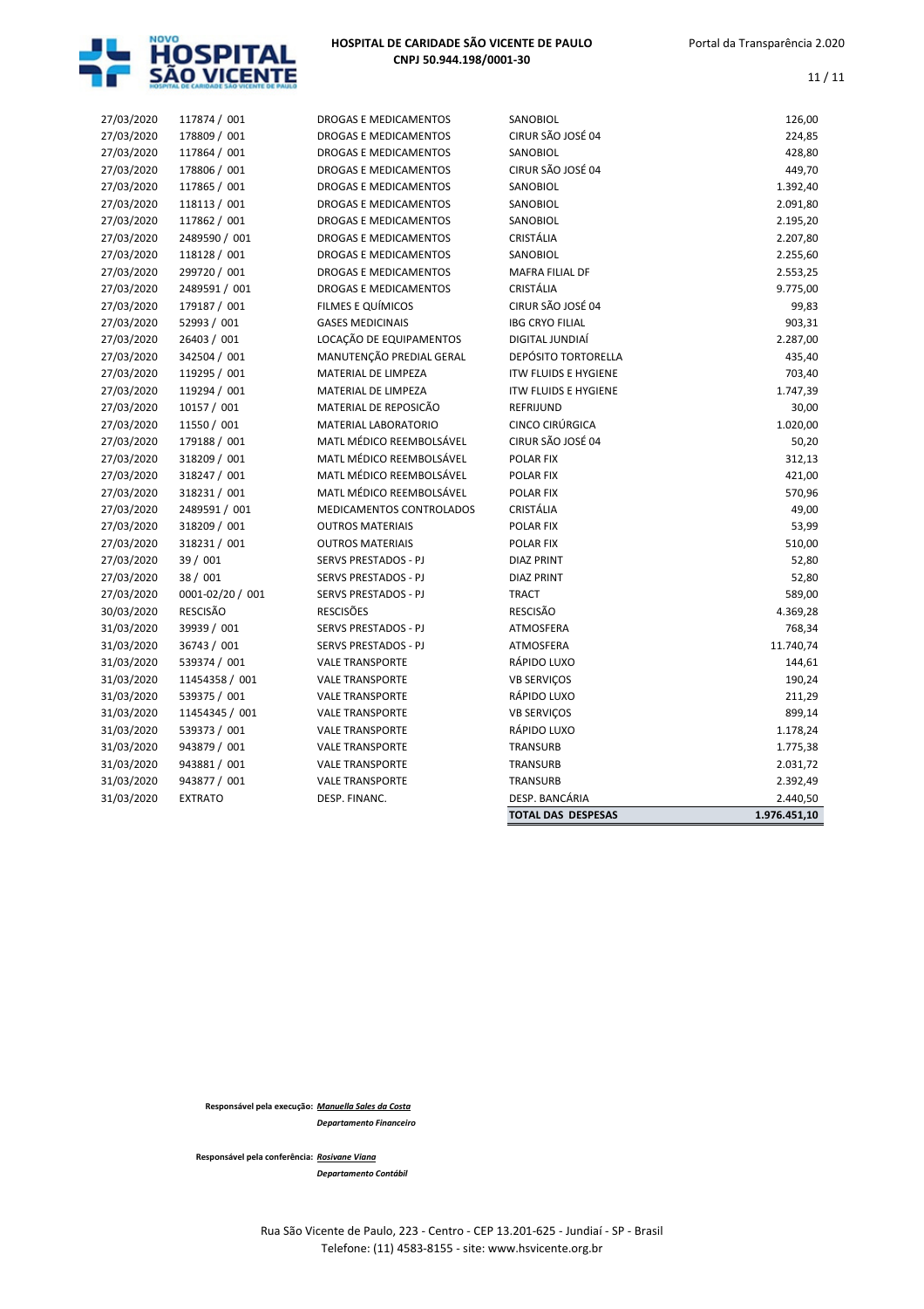| | | | | |
|---|---|---|---|---|
| 27/03/2020 | 117874 / 001 | DROGAS E MEDICAMENTOS | SANOBIOL | 126,00 |
| 27/03/2020 | 178809 / 001 | DROGAS E MEDICAMENTOS | CIRUR SÃO JOSÉ 04 | 224,85 |
| 27/03/2020 | 117864 / 001 | DROGAS E MEDICAMENTOS | SANOBIOL | 428,80 |
| 27/03/2020 | 178806 / 001 | DROGAS E MEDICAMENTOS | CIRUR SÃO JOSÉ 04 | 449,70 |
| 27/03/2020 | 117865 / 001 | DROGAS E MEDICAMENTOS | SANOBIOL | 1.392,40 |
| 27/03/2020 | 118113 / 001 | DROGAS E MEDICAMENTOS | SANOBIOL | 2.091,80 |
| 27/03/2020 | 117862 / 001 | DROGAS E MEDICAMENTOS | SANOBIOL | 2.195,20 |
| 27/03/2020 | 2489590 / 001 | DROGAS E MEDICAMENTOS | CRISTÁLIA | 2.207,80 |
| 27/03/2020 | 118128 / 001 | DROGAS E MEDICAMENTOS | SANOBIOL | 2.255,60 |
| 27/03/2020 | 299720 / 001 | DROGAS E MEDICAMENTOS | MAFRA FILIAL DF | 2.553,25 |
| 27/03/2020 | 2489591 / 001 | DROGAS E MEDICAMENTOS | CRISTÁLIA | 9.775,00 |
| 27/03/2020 | 179187 / 001 | FILMES E QUÍMICOS | CIRUR SÃO JOSÉ 04 | 99,83 |
| 27/03/2020 | 52993 / 001 | GASES MEDICINAIS | IBG CRYO FILIAL | 903,31 |
| 27/03/2020 | 26403 / 001 | LOCAÇÃO DE EQUIPAMENTOS | DIGITAL JUNDIAÍ | 2.287,00 |
| 27/03/2020 | 342504 / 001 | MANUTENÇÃO PREDIAL GERAL | DEPÓSITO TORTORELLA | 435,40 |
| 27/03/2020 | 119295 / 001 | MATERIAL DE LIMPEZA | ITW FLUIDS E HYGIENE | 703,40 |
| 27/03/2020 | 119294 / 001 | MATERIAL DE LIMPEZA | ITW FLUIDS E HYGIENE | 1.747,39 |
| 27/03/2020 | 10157 / 001 | MATERIAL DE REPOSICÃO | REFRIJUND | 30,00 |
| 27/03/2020 | 11550 / 001 | MATERIAL LABORATORIO | CINCO CIRÚRGICA | 1.020,00 |
| 27/03/2020 | 179188 / 001 | MATL MÉDICO REEMBOLSÁVEL | CIRUR SÃO JOSÉ 04 | 50,20 |
| 27/03/2020 | 318209 / 001 | MATL MÉDICO REEMBOLSÁVEL | POLAR FIX | 312,13 |
| 27/03/2020 | 318247 / 001 | MATL MÉDICO REEMBOLSÁVEL | POLAR FIX | 421,00 |
| 27/03/2020 | 318231 / 001 | MATL MÉDICO REEMBOLSÁVEL | POLAR FIX | 570,96 |
| 27/03/2020 | 2489591 / 001 | MEDICAMENTOS CONTROLADOS | CRISTÁLIA | 49,00 |
| 27/03/2020 | 318209 / 001 | OUTROS MATERIAIS | POLAR FIX | 53,99 |
| 27/03/2020 | 318231 / 001 | OUTROS MATERIAIS | POLAR FIX | 510,00 |
| 27/03/2020 | 39 / 001 | SERVS PRESTADOS - PJ | DIAZ PRINT | 52,80 |
| 27/03/2020 | 38 / 001 | SERVS PRESTADOS - PJ | DIAZ PRINT | 52,80 |
| 27/03/2020 | 0001-02/20 / 001 | SERVS PRESTADOS - PJ | TRACT | 589,00 |
| 30/03/2020 | RESCISÃO | RESCISÕES | RESCISÃO | 4.369,28 |
| 31/03/2020 | 39939 / 001 | SERVS PRESTADOS - PJ | ATMOSFERA | 768,34 |
| 31/03/2020 | 36743 / 001 | SERVS PRESTADOS - PJ | ATMOSFERA | 11.740,74 |
| 31/03/2020 | 539374 / 001 | VALE TRANSPORTE | RÁPIDO LUXO | 144,61 |
| 31/03/2020 | 11454358 / 001 | VALE TRANSPORTE | VB SERVIÇOS | 190,24 |
| 31/03/2020 | 539375 / 001 | VALE TRANSPORTE | RÁPIDO LUXO | 211,29 |
| 31/03/2020 | 11454345 / 001 | VALE TRANSPORTE | VB SERVIÇOS | 899,14 |
| 31/03/2020 | 539373 / 001 | VALE TRANSPORTE | RÁPIDO LUXO | 1.178,24 |
| 31/03/2020 | 943879 / 001 | VALE TRANSPORTE | TRANSURB | 1.775,38 |
| 31/03/2020 | 943881 / 001 | VALE TRANSPORTE | TRANSURB | 2.031,72 |
| 31/03/2020 | 943877 / 001 | VALE TRANSPORTE | TRANSURB | 2.392,49 |
| 31/03/2020 | EXTRATO | DESP. FINANC. | DESP. BANCÁRIA | 2.440,50 |
| | | | **TOTAL DAS DESPESAS** | **1.976.451,10** |

**Responsável pela execução:** ***Manuella Sales da Costa***
***Departamento Financeiro***

**Responsável pela conferência:** ***Rosivane Viana***
***Departamento Contábil***

Rua São Vicente de Paulo, 223 - Centro - CEP 13.201-625 - Jundiaí - SP - Brasil
Telefone: (11) 4583-8155 - site: www.hsvicente.org.br